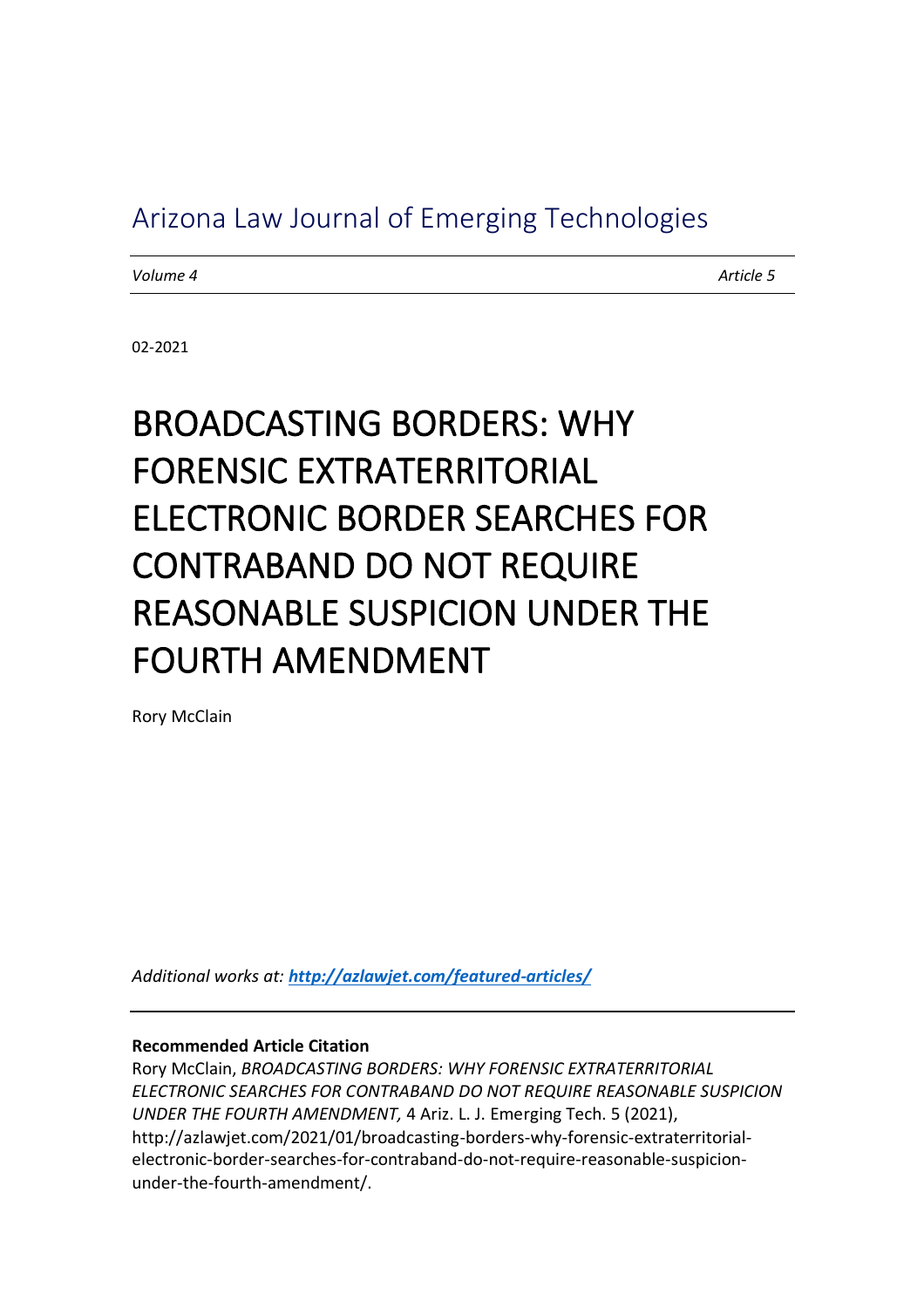Arizona Law Journal of Emerging Technologies

*Volume 4* *Article 5*

02-2021

# BROADCASTING BORDERS: WHY FORENSIC EXTRATERRITORIAL ELECTRONIC BORDER SEARCHES FOR CONTRABAND DO NOT REQUIRE REASONABLE SUSPICION UNDER THE FOURTH AMENDMENT

Rory McClain

*Additional works at:* ***[http://azlawjet.com/featured-articles/](http://azlawjet.com/featured-articles/)***

**Recommended Article Citation**

Rory McClain, *BROADCASTING BORDERS: WHY FORENSIC EXTRATERRITORIAL ELECTRONIC SEARCHES FOR CONTRABAND DO NOT REQUIRE REASONABLE SUSPICION UNDER THE FOURTH AMENDMENT,* 4 Ariz. L. J. Emerging Tech. 5 (2021), http://azlawjet.com/2021/01/broadcasting-borders-why-forensic-extraterritorial-electronic-border-searches-for-contraband-do-not-require-reasonable-suspicion-under-the-fourth-amendment/.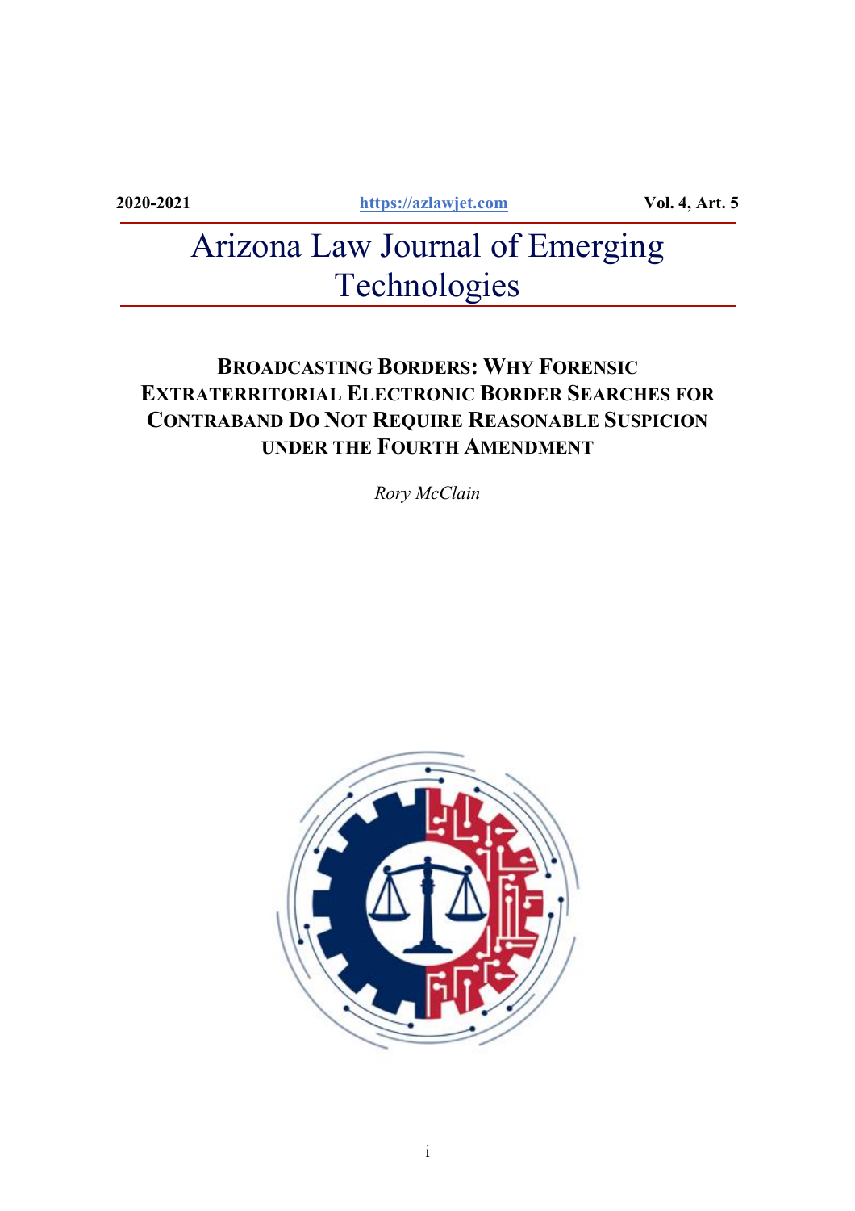2020-2021 https://azlawjet.com Vol. 4, Art. 5

# Arizona Law Journal of Emerging Technologies

## BROADCASTING BORDERS: WHY FORENSIC EXTRATERRITORIAL ELECTRONIC BORDER SEARCHES FOR CONTRABAND DO NOT REQUIRE REASONABLE SUSPICION UNDER THE FOURTH AMENDMENT

*Rory McClain*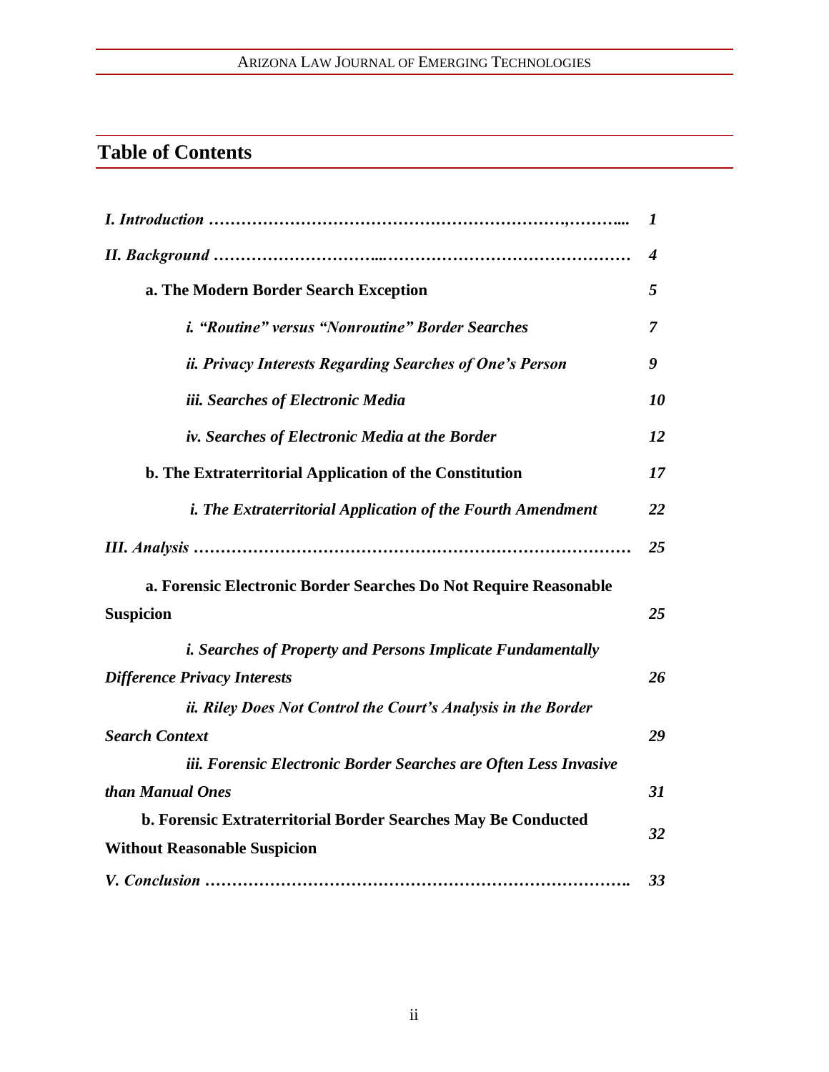## Table of Contents

| | |
|---|---|
| *I. Introduction …………………………………………………………,………...* | *1* |
| *II. Background ………………………...………………………………………* | *4* |
| **a. The Modern Border Search Exception** | *5* |
| ***i. "Routine" versus "Nonroutine" Border Searches*** | *7* |
| ***ii. Privacy Interests Regarding Searches of One's Person*** | *9* |
| ***iii. Searches of Electronic Media*** | *10* |
| ***iv. Searches of Electronic Media at the Border*** | *12* |
| **b. The Extraterritorial Application of the Constitution** | *17* |
| ***i. The Extraterritorial Application of the Fourth Amendment*** | *22* |
| *III. Analysis …………………………………………………………………* | *25* |
| **a. Forensic Electronic Border Searches Do Not Require Reasonable Suspicion** | *25* |
| ***i. Searches of Property and Persons Implicate Fundamentally Difference Privacy Interests*** | *26* |
| ***ii. Riley Does Not Control the Court's Analysis in the Border Search Context*** | *29* |
| ***iii. Forensic Electronic Border Searches are Often Less Invasive than Manual Ones*** | *31* |
| **b. Forensic Extraterritorial Border Searches May Be Conducted Without Reasonable Suspicion** | *32* |
| *V. Conclusion ……………………………………………………………….* | *33* |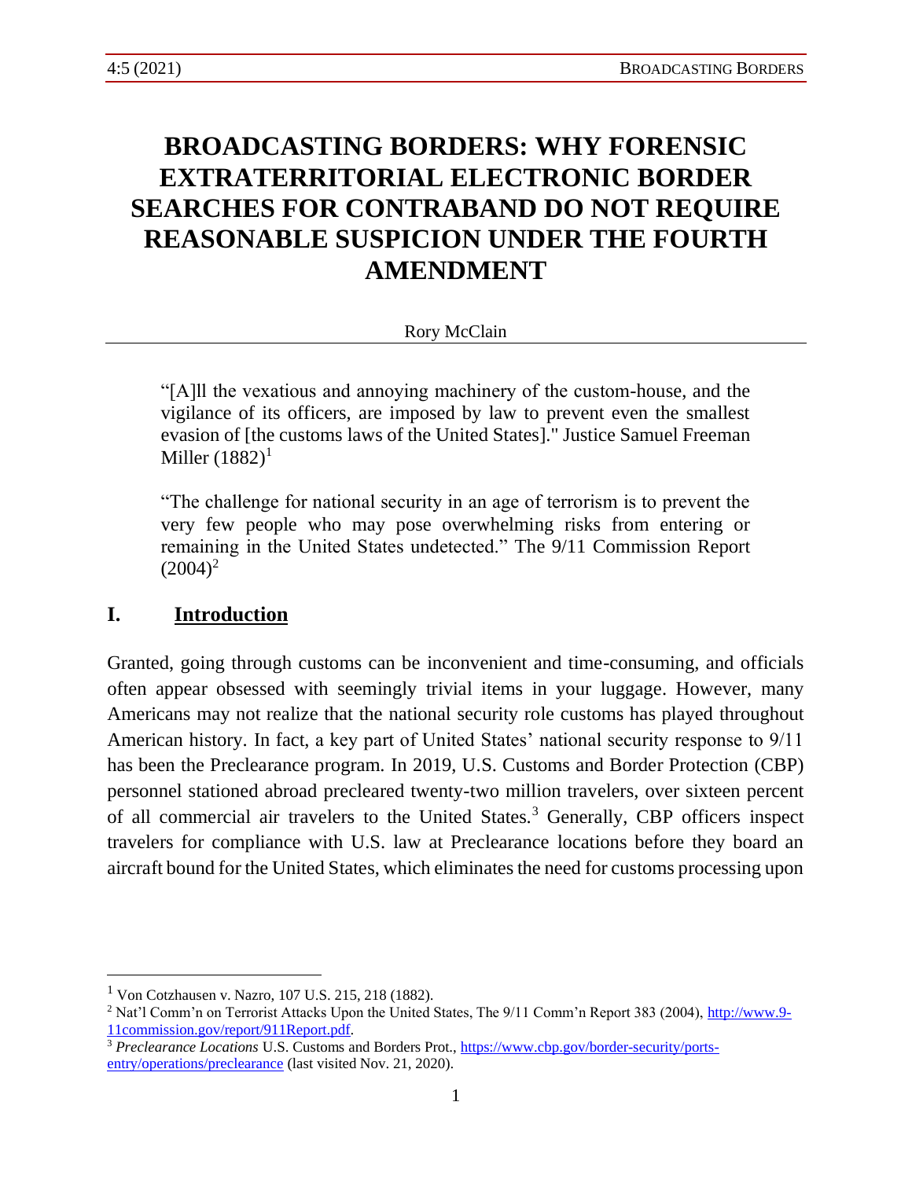# BROADCASTING BORDERS: WHY FORENSIC EXTRATERRITORIAL ELECTRONIC BORDER SEARCHES FOR CONTRABAND DO NOT REQUIRE REASONABLE SUSPICION UNDER THE FOURTH AMENDMENT

Rory McClain

> "[A]ll the vexatious and annoying machinery of the custom-house, and the vigilance of its officers, are imposed by law to prevent even the smallest evasion of [the customs laws of the United States]." Justice Samuel Freeman Miller (1882)[1]

> "The challenge for national security in an age of terrorism is to prevent the very few people who may pose overwhelming risks from entering or remaining in the United States undetected." The 9/11 Commission Report (2004)[2]

## I. Introduction

Granted, going through customs can be inconvenient and time-consuming, and officials often appear obsessed with seemingly trivial items in your luggage. However, many Americans may not realize that the national security role customs has played throughout American history. In fact, a key part of United States' national security response to 9/11 has been the Preclearance program. In 2019, U.S. Customs and Border Protection (CBP) personnel stationed abroad precleared twenty-two million travelers, over sixteen percent of all commercial air travelers to the United States.[3] Generally, CBP officers inspect travelers for compliance with U.S. law at Preclearance locations before they board an aircraft bound for the United States, which eliminates the need for customs processing upon

---

[1] Von Cotzhausen v. Nazro, 107 U.S. 215, 218 (1882).

[2] Nat'l Comm'n on Terrorist Attacks Upon the United States, The 9/11 Comm'n Report 383 (2004), http://www.9-11commission.gov/report/911Report.pdf.

[3] *Preclearance Locations* U.S. Customs and Borders Prot., https://www.cbp.gov/border-security/ports-entry/operations/preclearance (last visited Nov. 21, 2020).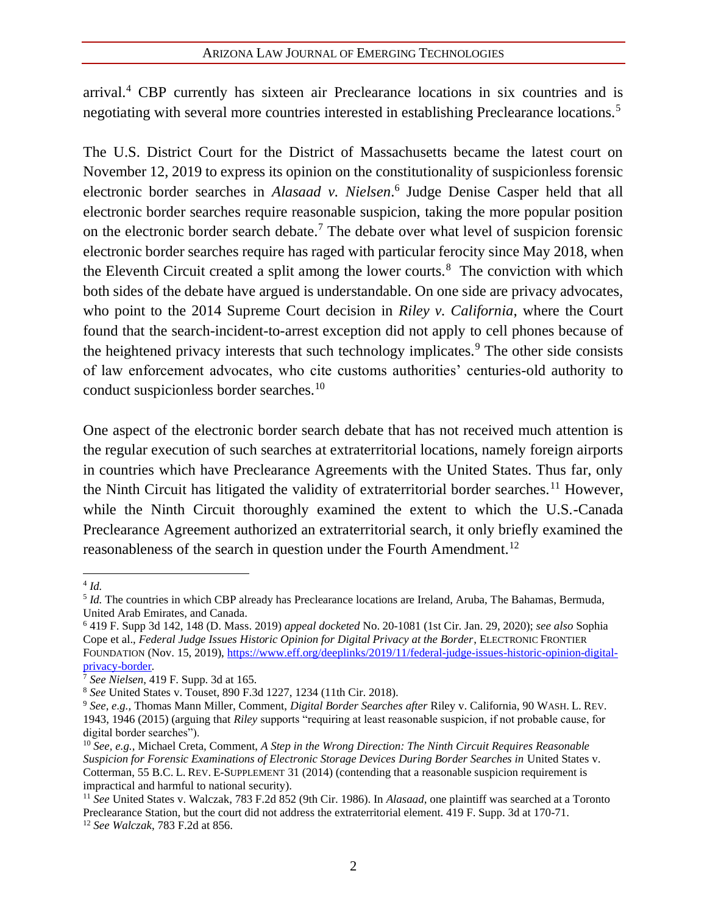arrival.[4] CBP currently has sixteen air Preclearance locations in six countries and is negotiating with several more countries interested in establishing Preclearance locations.[5]

The U.S. District Court for the District of Massachusetts became the latest court on November 12, 2019 to express its opinion on the constitutionality of suspicionless forensic electronic border searches in *Alasaad v. Nielsen*.[6] Judge Denise Casper held that all electronic border searches require reasonable suspicion, taking the more popular position on the electronic border search debate.[7] The debate over what level of suspicion forensic electronic border searches require has raged with particular ferocity since May 2018, when the Eleventh Circuit created a split among the lower courts.[8] The conviction with which both sides of the debate have argued is understandable. On one side are privacy advocates, who point to the 2014 Supreme Court decision in *Riley v. California*, where the Court found that the search-incident-to-arrest exception did not apply to cell phones because of the heightened privacy interests that such technology implicates.[9] The other side consists of law enforcement advocates, who cite customs authorities' centuries-old authority to conduct suspicionless border searches.[10]

One aspect of the electronic border search debate that has not received much attention is the regular execution of such searches at extraterritorial locations, namely foreign airports in countries which have Preclearance Agreements with the United States. Thus far, only the Ninth Circuit has litigated the validity of extraterritorial border searches.[11] However, while the Ninth Circuit thoroughly examined the extent to which the U.S.-Canada Preclearance Agreement authorized an extraterritorial search, it only briefly examined the reasonableness of the search in question under the Fourth Amendment.[12]

---

[4] *Id.*

[5] *Id.* The countries in which CBP already has Preclearance locations are Ireland, Aruba, The Bahamas, Bermuda, United Arab Emirates, and Canada.

[6] 419 F. Supp 3d 142, 148 (D. Mass. 2019) *appeal docketed* No. 20-1081 (1st Cir. Jan. 29, 2020); *see also* Sophia Cope et al., *Federal Judge Issues Historic Opinion for Digital Privacy at the Border*, ELECTRONIC FRONTIER FOUNDATION (Nov. 15, 2019), https://www.eff.org/deeplinks/2019/11/federal-judge-issues-historic-opinion-digital-privacy-border.

[7] *See Nielsen*, 419 F. Supp. 3d at 165.

[8] *See* United States v. Touset, 890 F.3d 1227, 1234 (11th Cir. 2018).

[9] *See, e.g.*, Thomas Mann Miller, Comment, *Digital Border Searches after* Riley v. California, 90 WASH. L. REV. 1943, 1946 (2015) (arguing that *Riley* supports "requiring at least reasonable suspicion, if not probable cause, for digital border searches").

[10] *See, e.g.*, Michael Creta, Comment, *A Step in the Wrong Direction: The Ninth Circuit Requires Reasonable Suspicion for Forensic Examinations of Electronic Storage Devices During Border Searches in* United States v. Cotterman, 55 B.C. L. REV. E-SUPPLEMENT 31 (2014) (contending that a reasonable suspicion requirement is impractical and harmful to national security).

[11] *See* United States v. Walczak, 783 F.2d 852 (9th Cir. 1986). In *Alasaad*, one plaintiff was searched at a Toronto Preclearance Station, but the court did not address the extraterritorial element. 419 F. Supp. 3d at 170-71.

[12] *See Walczak*, 783 F.2d at 856.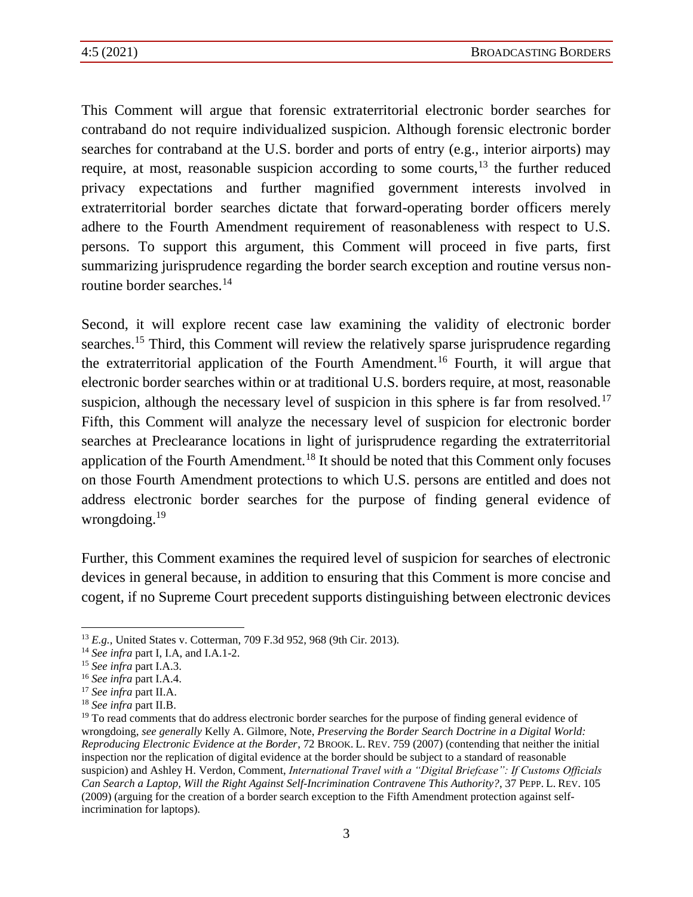This Comment will argue that forensic extraterritorial electronic border searches for contraband do not require individualized suspicion. Although forensic electronic border searches for contraband at the U.S. border and ports of entry (e.g., interior airports) may require, at most, reasonable suspicion according to some courts,[13] the further reduced privacy expectations and further magnified government interests involved in extraterritorial border searches dictate that forward-operating border officers merely adhere to the Fourth Amendment requirement of reasonableness with respect to U.S. persons. To support this argument, this Comment will proceed in five parts, first summarizing jurisprudence regarding the border search exception and routine versus non-routine border searches.[14]

Second, it will explore recent case law examining the validity of electronic border searches.[15] Third, this Comment will review the relatively sparse jurisprudence regarding the extraterritorial application of the Fourth Amendment.[16] Fourth, it will argue that electronic border searches within or at traditional U.S. borders require, at most, reasonable suspicion, although the necessary level of suspicion in this sphere is far from resolved.[17] Fifth, this Comment will analyze the necessary level of suspicion for electronic border searches at Preclearance locations in light of jurisprudence regarding the extraterritorial application of the Fourth Amendment.[18] It should be noted that this Comment only focuses on those Fourth Amendment protections to which U.S. persons are entitled and does not address electronic border searches for the purpose of finding general evidence of wrongdoing.[19]

Further, this Comment examines the required level of suspicion for searches of electronic devices in general because, in addition to ensuring that this Comment is more concise and cogent, if no Supreme Court precedent supports distinguishing between electronic devices

---

[13] *E.g.*, United States v. Cotterman, 709 F.3d 952, 968 (9th Cir. 2013).

[14] *See infra* part I, I.A, and I.A.1-2.

[15] *See infra* part I.A.3.

[16] *See infra* part I.A.4.

[17] *See infra* part II.A.

[18] *See infra* part II.B.

[19] To read comments that do address electronic border searches for the purpose of finding general evidence of wrongdoing, *see generally* Kelly A. Gilmore, Note, *Preserving the Border Search Doctrine in a Digital World: Reproducing Electronic Evidence at the Border*, 72 BROOK. L. REV. 759 (2007) (contending that neither the initial inspection nor the replication of digital evidence at the border should be subject to a standard of reasonable suspicion) and Ashley H. Verdon, Comment, *International Travel with a "Digital Briefcase": If Customs Officials Can Search a Laptop, Will the Right Against Self-Incrimination Contravene This Authority?*, 37 PEPP. L. REV. 105 (2009) (arguing for the creation of a border search exception to the Fifth Amendment protection against self-incrimination for laptops).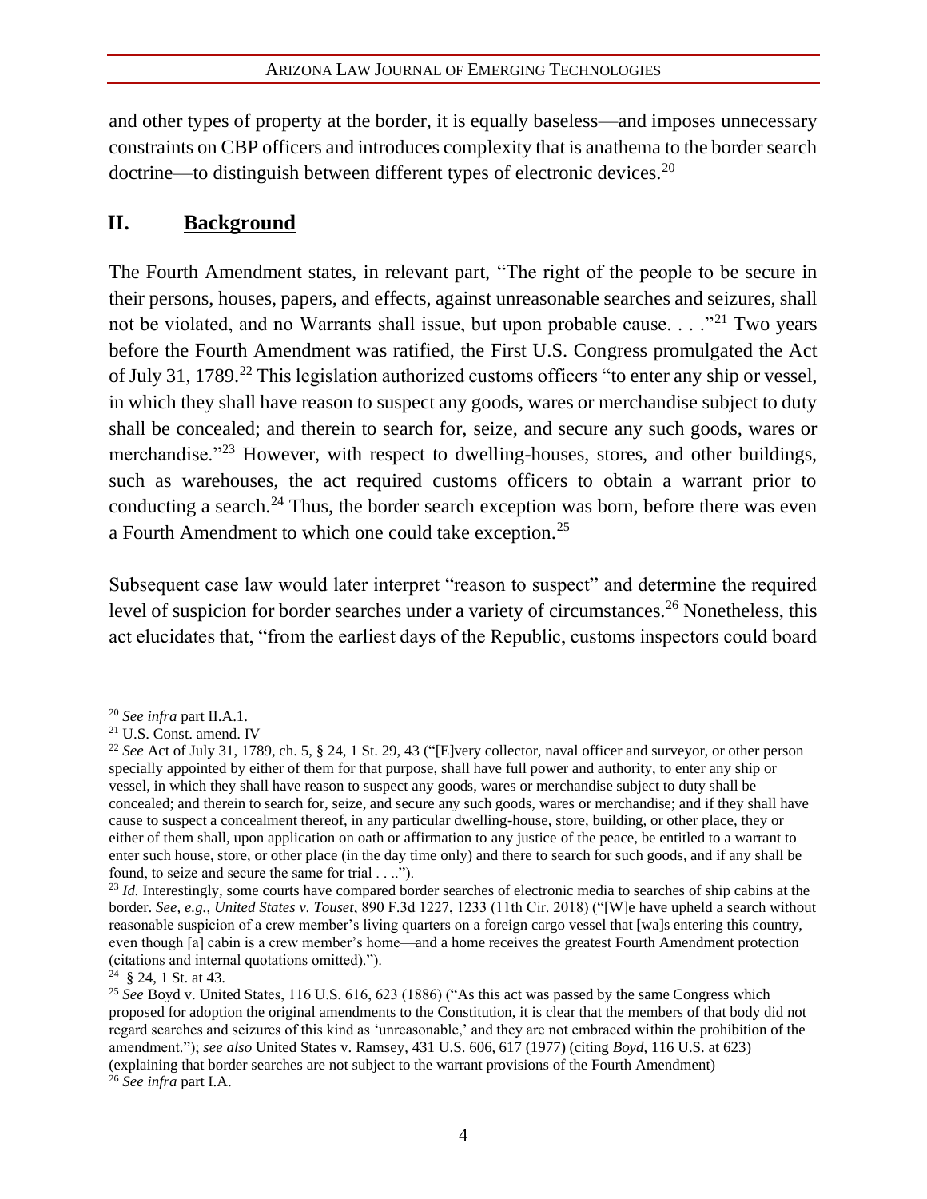and other types of property at the border, it is equally baseless—and imposes unnecessary constraints on CBP officers and introduces complexity that is anathema to the border search doctrine—to distinguish between different types of electronic devices.[20]

## II. **Background**

The Fourth Amendment states, in relevant part, "The right of the people to be secure in their persons, houses, papers, and effects, against unreasonable searches and seizures, shall not be violated, and no Warrants shall issue, but upon probable cause. . . ."[21] Two years before the Fourth Amendment was ratified, the First U.S. Congress promulgated the Act of July 31, 1789.[22] This legislation authorized customs officers "to enter any ship or vessel, in which they shall have reason to suspect any goods, wares or merchandise subject to duty shall be concealed; and therein to search for, seize, and secure any such goods, wares or merchandise."[23] However, with respect to dwelling-houses, stores, and other buildings, such as warehouses, the act required customs officers to obtain a warrant prior to conducting a search.[24] Thus, the border search exception was born, before there was even a Fourth Amendment to which one could take exception.[25]

Subsequent case law would later interpret "reason to suspect" and determine the required level of suspicion for border searches under a variety of circumstances.[26] Nonetheless, this act elucidates that, "from the earliest days of the Republic, customs inspectors could board

---

[20] *See infra* part II.A.1.

[21] U.S. Const. amend. IV

[22] *See* Act of July 31, 1789, ch. 5, § 24, 1 St. 29, 43 ("[E]very collector, naval officer and surveyor, or other person specially appointed by either of them for that purpose, shall have full power and authority, to enter any ship or vessel, in which they shall have reason to suspect any goods, wares or merchandise subject to duty shall be concealed; and therein to search for, seize, and secure any such goods, wares or merchandise; and if they shall have cause to suspect a concealment thereof, in any particular dwelling-house, store, building, or other place, they or either of them shall, upon application on oath or affirmation to any justice of the peace, be entitled to a warrant to enter such house, store, or other place (in the day time only) and there to search for such goods, and if any shall be found, to seize and secure the same for trial . . ..").

[23] *Id.* Interestingly, some courts have compared border searches of electronic media to searches of ship cabins at the border. *See, e.g.*, *United States v. Touset*, 890 F.3d 1227, 1233 (11th Cir. 2018) ("[W]e have upheld a search without reasonable suspicion of a crew member's living quarters on a foreign cargo vessel that [wa]s entering this country, even though [a] cabin is a crew member's home—and a home receives the greatest Fourth Amendment protection (citations and internal quotations omitted).").

[24] § 24, 1 St. at 43.

[25] *See* Boyd v. United States, 116 U.S. 616, 623 (1886) ("As this act was passed by the same Congress which proposed for adoption the original amendments to the Constitution, it is clear that the members of that body did not regard searches and seizures of this kind as 'unreasonable,' and they are not embraced within the prohibition of the amendment."); *see also* United States v. Ramsey, 431 U.S. 606, 617 (1977) (citing *Boyd*, 116 U.S. at 623) (explaining that border searches are not subject to the warrant provisions of the Fourth Amendment)

[26] *See infra* part I.A.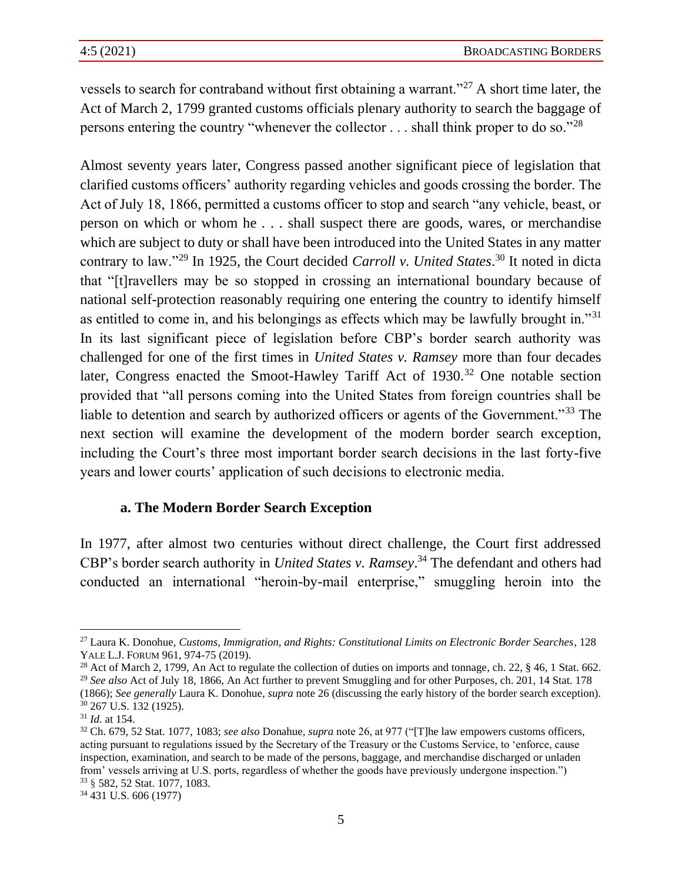vessels to search for contraband without first obtaining a warrant."[27] A short time later, the Act of March 2, 1799 granted customs officials plenary authority to search the baggage of persons entering the country "whenever the collector . . . shall think proper to do so."[28]

Almost seventy years later, Congress passed another significant piece of legislation that clarified customs officers' authority regarding vehicles and goods crossing the border. The Act of July 18, 1866, permitted a customs officer to stop and search "any vehicle, beast, or person on which or whom he . . . shall suspect there are goods, wares, or merchandise which are subject to duty or shall have been introduced into the United States in any matter contrary to law."[29] In 1925, the Court decided *Carroll v. United States*.[30] It noted in dicta that "[t]ravellers may be so stopped in crossing an international boundary because of national self-protection reasonably requiring one entering the country to identify himself as entitled to come in, and his belongings as effects which may be lawfully brought in."[31] In its last significant piece of legislation before CBP's border search authority was challenged for one of the first times in *United States v. Ramsey* more than four decades later, Congress enacted the Smoot-Hawley Tariff Act of 1930.[32] One notable section provided that "all persons coming into the United States from foreign countries shall be liable to detention and search by authorized officers or agents of the Government."[33] The next section will examine the development of the modern border search exception, including the Court's three most important border search decisions in the last forty-five years and lower courts' application of such decisions to electronic media.

### a. The Modern Border Search Exception

In 1977, after almost two centuries without direct challenge, the Court first addressed CBP's border search authority in *United States v. Ramsey*.[34] The defendant and others had conducted an international "heroin-by-mail enterprise," smuggling heroin into the

---

[27] Laura K. Donohue, *Customs, Immigration, and Rights: Constitutional Limits on Electronic Border Searches*, 128 YALE L.J. FORUM 961, 974-75 (2019).

[28] Act of March 2, 1799, An Act to regulate the collection of duties on imports and tonnage, ch. 22, § 46, 1 Stat. 662.

[29] *See also* Act of July 18, 1866, An Act further to prevent Smuggling and for other Purposes, ch. 201, 14 Stat. 178 (1866); *See generally* Laura K. Donohue, *supra* note 26 (discussing the early history of the border search exception).

[30] 267 U.S. 132 (1925).

[31] *Id.* at 154.

[32] Ch. 679, 52 Stat. 1077, 1083; *see also* Donahue, *supra* note 26, at 977 ("[T]he law empowers customs officers, acting pursuant to regulations issued by the Secretary of the Treasury or the Customs Service, to 'enforce, cause inspection, examination, and search to be made of the persons, baggage, and merchandise discharged or unladen from' vessels arriving at U.S. ports, regardless of whether the goods have previously undergone inspection.")

[33] § 582, 52 Stat. 1077, 1083.

[34] 431 U.S. 606 (1977)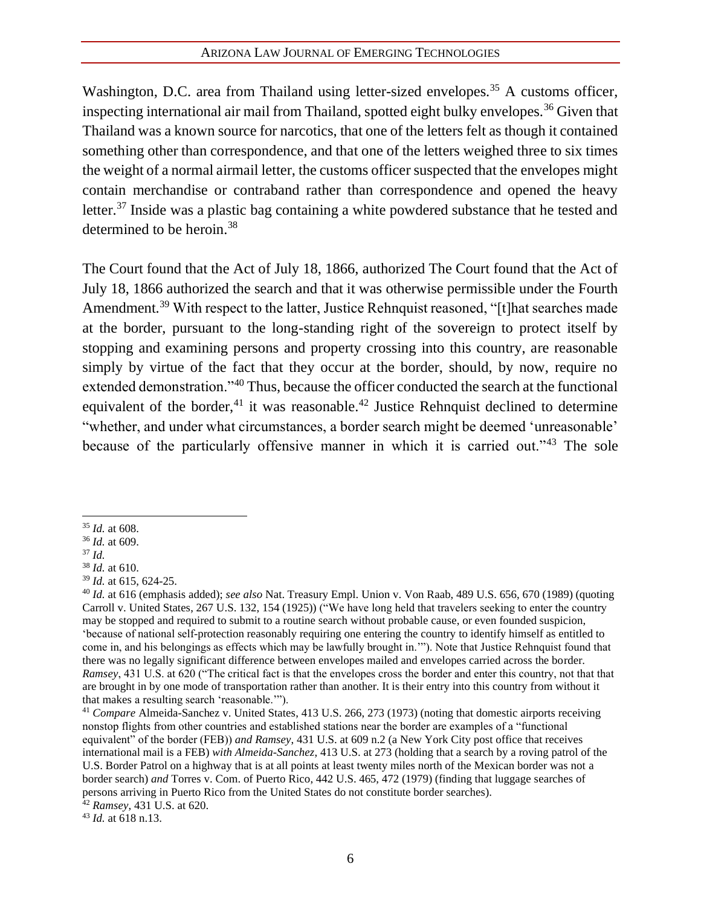Washington, D.C. area from Thailand using letter-sized envelopes.[35] A customs officer, inspecting international air mail from Thailand, spotted eight bulky envelopes.[36] Given that Thailand was a known source for narcotics, that one of the letters felt as though it contained something other than correspondence, and that one of the letters weighed three to six times the weight of a normal airmail letter, the customs officer suspected that the envelopes might contain merchandise or contraband rather than correspondence and opened the heavy letter.[37] Inside was a plastic bag containing a white powdered substance that he tested and determined to be heroin.[38]

The Court found that the Act of July 18, 1866, authorized The Court found that the Act of July 18, 1866 authorized the search and that it was otherwise permissible under the Fourth Amendment.[39] With respect to the latter, Justice Rehnquist reasoned, "[t]hat searches made at the border, pursuant to the long-standing right of the sovereign to protect itself by stopping and examining persons and property crossing into this country, are reasonable simply by virtue of the fact that they occur at the border, should, by now, require no extended demonstration."[40] Thus, because the officer conducted the search at the functional equivalent of the border,[41] it was reasonable.[42] Justice Rehnquist declined to determine "whether, and under what circumstances, a border search might be deemed 'unreasonable' because of the particularly offensive manner in which it is carried out."[43] The sole

---

[35] *Id.* at 608.

[36] *Id.* at 609.

[37] *Id.*

[38] *Id.* at 610.

[39] *Id.* at 615, 624-25.

[40] *Id.* at 616 (emphasis added); *see also* Nat. Treasury Empl. Union v. Von Raab, 489 U.S. 656, 670 (1989) (quoting Carroll v. United States, 267 U.S. 132, 154 (1925)) ("We have long held that travelers seeking to enter the country may be stopped and required to submit to a routine search without probable cause, or even founded suspicion, 'because of national self-protection reasonably requiring one entering the country to identify himself as entitled to come in, and his belongings as effects which may be lawfully brought in.'"). Note that Justice Rehnquist found that there was no legally significant difference between envelopes mailed and envelopes carried across the border. *Ramsey*, 431 U.S. at 620 ("The critical fact is that the envelopes cross the border and enter this country, not that that are brought in by one mode of transportation rather than another. It is their entry into this country from without it that makes a resulting search 'reasonable.'").

[41] *Compare* Almeida-Sanchez v. United States, 413 U.S. 266, 273 (1973) (noting that domestic airports receiving nonstop flights from other countries and established stations near the border are examples of a "functional equivalent" of the border (FEB)) *and Ramsey*, 431 U.S. at 609 n.2 (a New York City post office that receives international mail is a FEB) *with Almeida-Sanchez*, 413 U.S. at 273 (holding that a search by a roving patrol of the U.S. Border Patrol on a highway that is at all points at least twenty miles north of the Mexican border was not a border search) *and* Torres v. Com. of Puerto Rico, 442 U.S. 465, 472 (1979) (finding that luggage searches of persons arriving in Puerto Rico from the United States do not constitute border searches).

[42] *Ramsey*, 431 U.S. at 620.

[43] *Id.* at 618 n.13.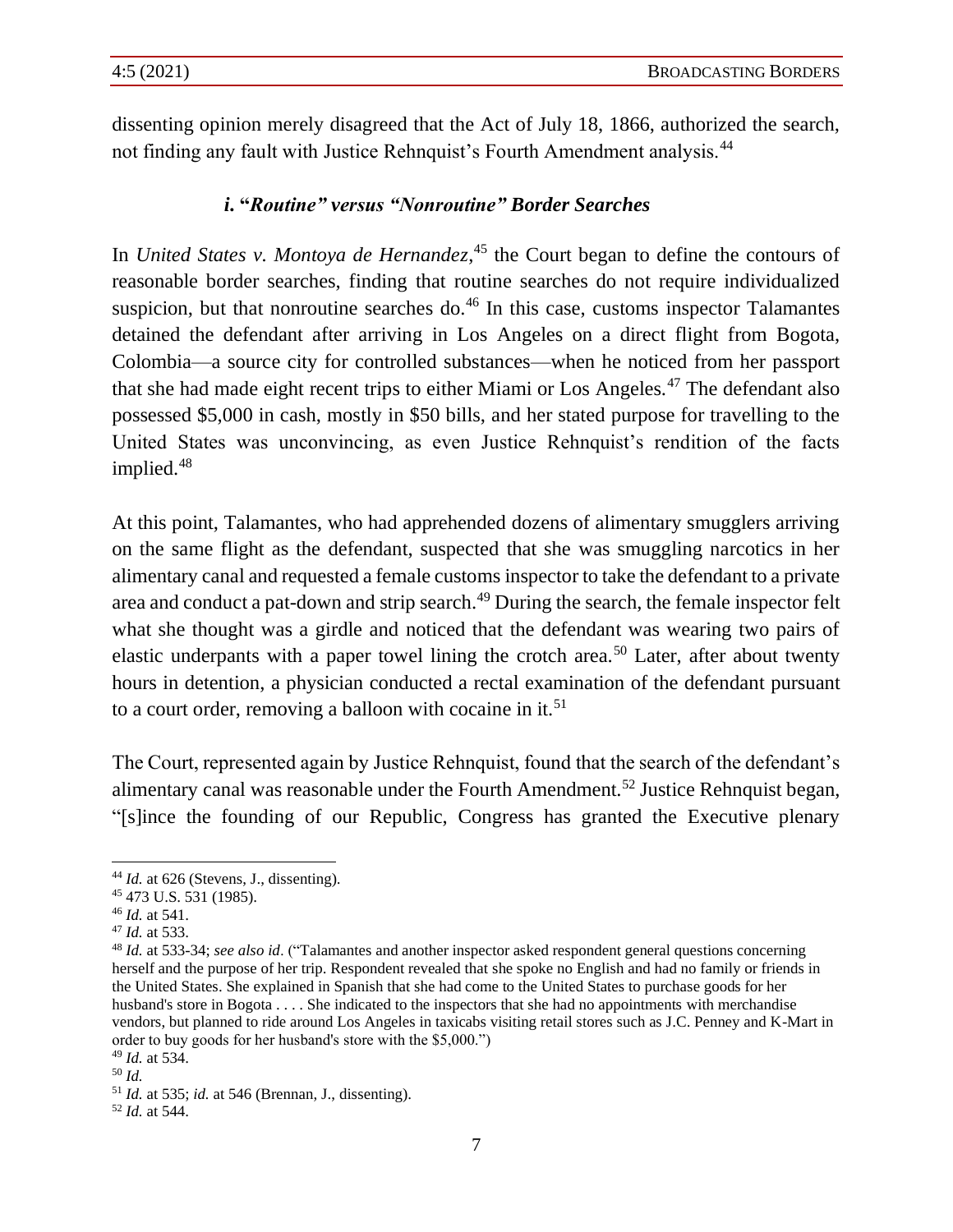dissenting opinion merely disagreed that the Act of July 18, 1866, authorized the search, not finding any fault with Justice Rehnquist's Fourth Amendment analysis.[44]

### *i.* "*Routine" versus "Nonroutine" Border Searches*

In *United States v. Montoya de Hernandez,*[45] the Court began to define the contours of reasonable border searches, finding that routine searches do not require individualized suspicion, but that nonroutine searches do.[46] In this case, customs inspector Talamantes detained the defendant after arriving in Los Angeles on a direct flight from Bogota, Colombia—a source city for controlled substances—when he noticed from her passport that she had made eight recent trips to either Miami or Los Angeles.[47] The defendant also possessed $5,000 in cash, mostly in $50 bills, and her stated purpose for travelling to the United States was unconvincing, as even Justice Rehnquist's rendition of the facts implied.[48]

At this point, Talamantes, who had apprehended dozens of alimentary smugglers arriving on the same flight as the defendant, suspected that she was smuggling narcotics in her alimentary canal and requested a female customs inspector to take the defendant to a private area and conduct a pat-down and strip search.[49] During the search, the female inspector felt what she thought was a girdle and noticed that the defendant was wearing two pairs of elastic underpants with a paper towel lining the crotch area.[50] Later, after about twenty hours in detention, a physician conducted a rectal examination of the defendant pursuant to a court order, removing a balloon with cocaine in it.[51]

The Court, represented again by Justice Rehnquist, found that the search of the defendant's alimentary canal was reasonable under the Fourth Amendment.[52] Justice Rehnquist began, "[s]ince the founding of our Republic, Congress has granted the Executive plenary

---

[44] *Id.* at 626 (Stevens, J., dissenting).

[45] 473 U.S. 531 (1985).

[46] *Id.* at 541.

[47] *Id.* at 533.

[48] *Id.* at 533-34; *see also id*. ("Talamantes and another inspector asked respondent general questions concerning herself and the purpose of her trip. Respondent revealed that she spoke no English and had no family or friends in the United States. She explained in Spanish that she had come to the United States to purchase goods for her husband's store in Bogota . . . . She indicated to the inspectors that she had no appointments with merchandise vendors, but planned to ride around Los Angeles in taxicabs visiting retail stores such as J.C. Penney and K-Mart in order to buy goods for her husband's store with the $5,000.")

[49] *Id.* at 534.

[50] *Id.*

[51] *Id.* at 535; *id.* at 546 (Brennan, J., dissenting).

[52] *Id.* at 544.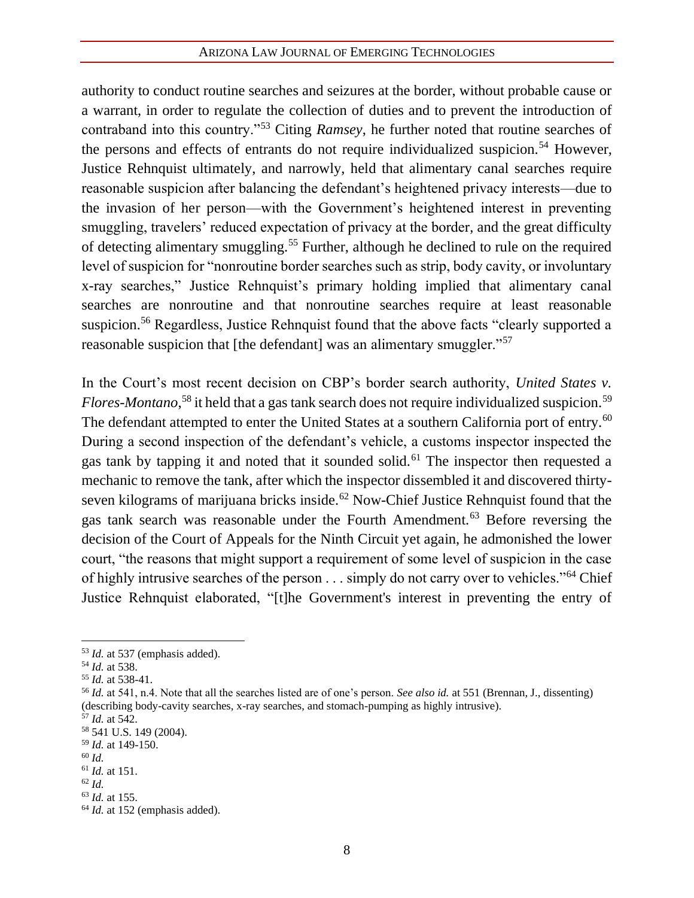authority to conduct routine searches and seizures at the border, without probable cause or a warrant, in order to regulate the collection of duties and to prevent the introduction of contraband into this country."[53] Citing *Ramsey*, he further noted that routine searches of the persons and effects of entrants do not require individualized suspicion.[54] However, Justice Rehnquist ultimately, and narrowly, held that alimentary canal searches require reasonable suspicion after balancing the defendant's heightened privacy interests—due to the invasion of her person—with the Government's heightened interest in preventing smuggling, travelers' reduced expectation of privacy at the border, and the great difficulty of detecting alimentary smuggling.[55] Further, although he declined to rule on the required level of suspicion for "nonroutine border searches such as strip, body cavity, or involuntary x-ray searches," Justice Rehnquist's primary holding implied that alimentary canal searches are nonroutine and that nonroutine searches require at least reasonable suspicion.[56] Regardless, Justice Rehnquist found that the above facts "clearly supported a reasonable suspicion that [the defendant] was an alimentary smuggler."[57]

In the Court's most recent decision on CBP's border search authority, *United States v. Flores-Montano*,[58] it held that a gas tank search does not require individualized suspicion.[59] The defendant attempted to enter the United States at a southern California port of entry.[60] During a second inspection of the defendant's vehicle, a customs inspector inspected the gas tank by tapping it and noted that it sounded solid.[61] The inspector then requested a mechanic to remove the tank, after which the inspector dissembled it and discovered thirty-seven kilograms of marijuana bricks inside.[62] Now-Chief Justice Rehnquist found that the gas tank search was reasonable under the Fourth Amendment.[63] Before reversing the decision of the Court of Appeals for the Ninth Circuit yet again, he admonished the lower court, "the reasons that might support a requirement of some level of suspicion in the case of highly intrusive searches of the person . . . simply do not carry over to vehicles."[64] Chief Justice Rehnquist elaborated, "[t]he Government's interest in preventing the entry of

---

[53] *Id.* at 537 (emphasis added).

[54] *Id.* at 538.

[55] *Id.* at 538-41.

[56] *Id.* at 541, n.4. Note that all the searches listed are of one's person. *See also id.* at 551 (Brennan, J., dissenting) (describing body-cavity searches, x-ray searches, and stomach-pumping as highly intrusive).

[57] *Id.* at 542.

[58] 541 U.S. 149 (2004).

[59] *Id.* at 149-150.

[60] *Id.*

[61] *Id.* at 151.

[62] *Id.*

[63] *Id.* at 155.

[64] *Id.* at 152 (emphasis added).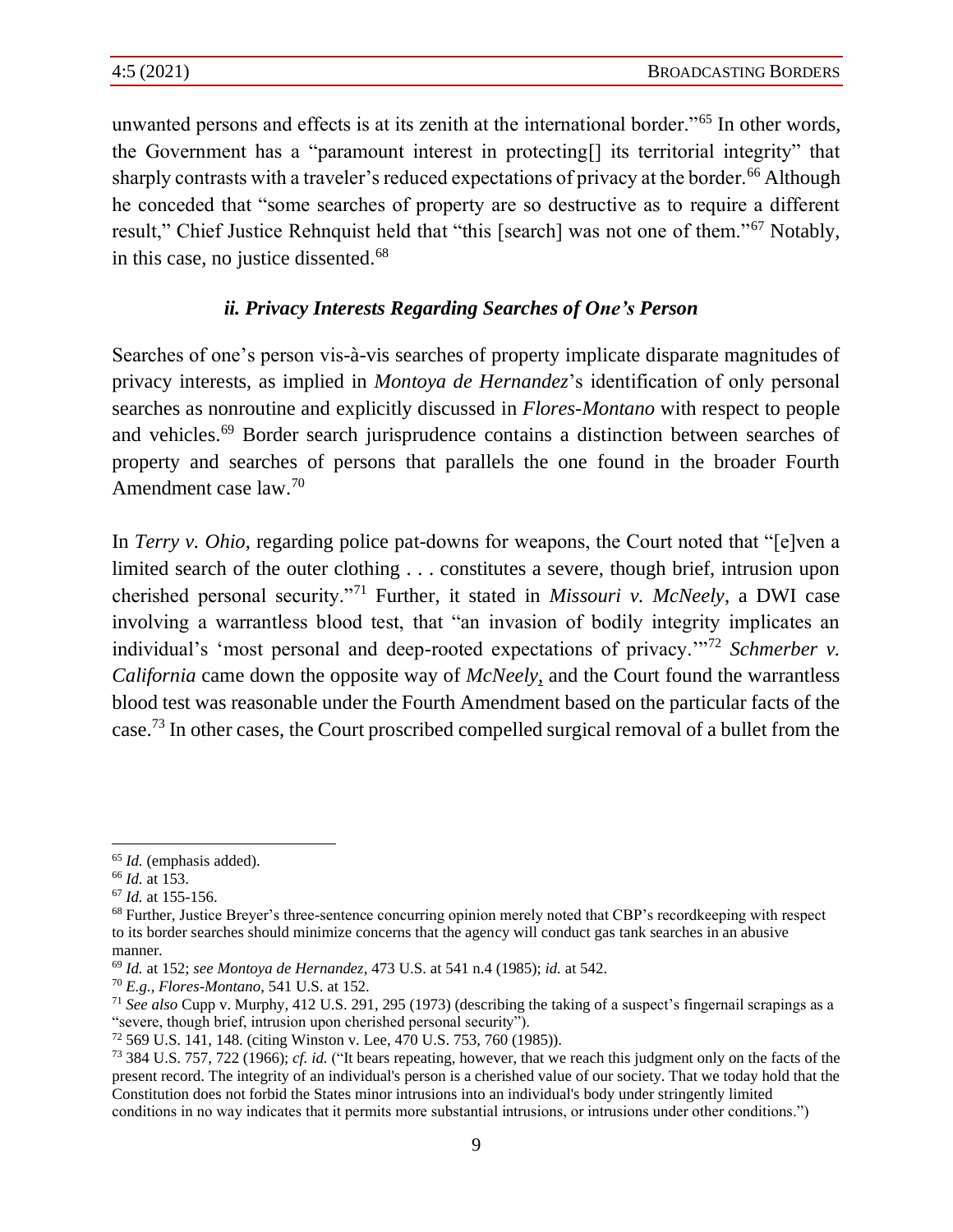unwanted persons and effects is at its zenith at the international border."[65] In other words, the Government has a "paramount interest in protecting[] its territorial integrity" that sharply contrasts with a traveler's reduced expectations of privacy at the border.[66] Although he conceded that "some searches of property are so destructive as to require a different result," Chief Justice Rehnquist held that "this [search] was not one of them."[67] Notably, in this case, no justice dissented.[68]

### *ii. Privacy Interests Regarding Searches of One's Person*

Searches of one's person vis-à-vis searches of property implicate disparate magnitudes of privacy interests, as implied in *Montoya de Hernandez*'s identification of only personal searches as nonroutine and explicitly discussed in *Flores-Montano* with respect to people and vehicles.[69] Border search jurisprudence contains a distinction between searches of property and searches of persons that parallels the one found in the broader Fourth Amendment case law.[70]

In *Terry v. Ohio*, regarding police pat-downs for weapons, the Court noted that "[e]ven a limited search of the outer clothing . . . constitutes a severe, though brief, intrusion upon cherished personal security."[71] Further, it stated in *Missouri v. McNeely*, a DWI case involving a warrantless blood test, that "an invasion of bodily integrity implicates an individual's 'most personal and deep-rooted expectations of privacy.'"[72] *Schmerber v. California* came down the opposite way of *McNeely*, and the Court found the warrantless blood test was reasonable under the Fourth Amendment based on the particular facts of the case.[73] In other cases, the Court proscribed compelled surgical removal of a bullet from the

---

[65] *Id.* (emphasis added).

[66] *Id.* at 153.

[67] *Id.* at 155-156.

[68] Further, Justice Breyer's three-sentence concurring opinion merely noted that CBP's recordkeeping with respect to its border searches should minimize concerns that the agency will conduct gas tank searches in an abusive manner.

[69] *Id.* at 152; *see Montoya de Hernandez*, 473 U.S. at 541 n.4 (1985); *id.* at 542.

[70] *E.g.*, *Flores-Montano*, 541 U.S. at 152.

[71] *See also* Cupp v. Murphy, 412 U.S. 291, 295 (1973) (describing the taking of a suspect's fingernail scrapings as a "severe, though brief, intrusion upon cherished personal security").

[72] 569 U.S. 141, 148. (citing Winston v. Lee, 470 U.S. 753, 760 (1985)).

[73] 384 U.S. 757, 722 (1966); *cf. id.* ("It bears repeating, however, that we reach this judgment only on the facts of the present record. The integrity of an individual's person is a cherished value of our society. That we today hold that the Constitution does not forbid the States minor intrusions into an individual's body under stringently limited conditions in no way indicates that it permits more substantial intrusions, or intrusions under other conditions.")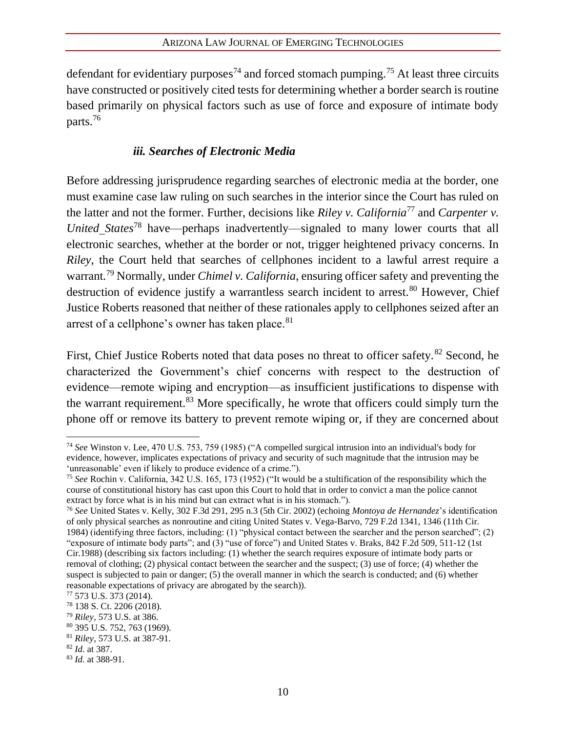defendant for evidentiary purposes[74] and forced stomach pumping.[75] At least three circuits have constructed or positively cited tests for determining whether a border search is routine based primarily on physical factors such as use of force and exposure of intimate body parts.[76]

### *iii. Searches of Electronic Media*

Before addressing jurisprudence regarding searches of electronic media at the border, one must examine case law ruling on such searches in the interior since the Court has ruled on the latter and not the former. Further, decisions like *Riley v. California*[77] and *Carpenter v. United States*[78] have—perhaps inadvertently—signaled to many lower courts that all electronic searches, whether at the border or not, trigger heightened privacy concerns. In *Riley*, the Court held that searches of cellphones incident to a lawful arrest require a warrant.[79] Normally, under *Chimel v. California*, ensuring officer safety and preventing the destruction of evidence justify a warrantless search incident to arrest.[80] However, Chief Justice Roberts reasoned that neither of these rationales apply to cellphones seized after an arrest of a cellphone's owner has taken place.[81]

First, Chief Justice Roberts noted that data poses no threat to officer safety.[82] Second, he characterized the Government's chief concerns with respect to the destruction of evidence—remote wiping and encryption—as insufficient justifications to dispense with the warrant requirement.[83] More specifically, he wrote that officers could simply turn the phone off or remove its battery to prevent remote wiping or, if they are concerned about

---

[74] *See* Winston v. Lee, 470 U.S. 753, 759 (1985) ("A compelled surgical intrusion into an individual's body for evidence, however, implicates expectations of privacy and security of such magnitude that the intrusion may be 'unreasonable' even if likely to produce evidence of a crime.").

[75] *See* Rochin v. California, 342 U.S. 165, 173 (1952) ("It would be a stultification of the responsibility which the course of constitutional history has cast upon this Court to hold that in order to convict a man the police cannot extract by force what is in his mind but can extract what is in his stomach.").

[76] *See* United States v. Kelly, 302 F.3d 291, 295 n.3 (5th Cir. 2002) (echoing *Montoya de Hernandez*'s identification of only physical searches as nonroutine and citing United States v. Vega-Barvo, 729 F.2d 1341, 1346 (11th Cir. 1984) (identifying three factors, including: (1) "physical contact between the searcher and the person searched"; (2) "exposure of intimate body parts"; and (3) "use of force") and United States v. Braks, 842 F.2d 509, 511-12 (1st Cir.1988) (describing six factors including: (1) whether the search requires exposure of intimate body parts or removal of clothing; (2) physical contact between the searcher and the suspect; (3) use of force; (4) whether the suspect is subjected to pain or danger; (5) the overall manner in which the search is conducted; and (6) whether reasonable expectations of privacy are abrogated by the search)).

[77] 573 U.S. 373 (2014).

[78] 138 S. Ct. 2206 (2018).

[79] *Riley*, 573 U.S. at 386.

[80] 395 U.S. 752, 763 (1969).

[81] *Riley*, 573 U.S. at 387-91.

[82] *Id.* at 387.

[83] *Id.* at 388-91.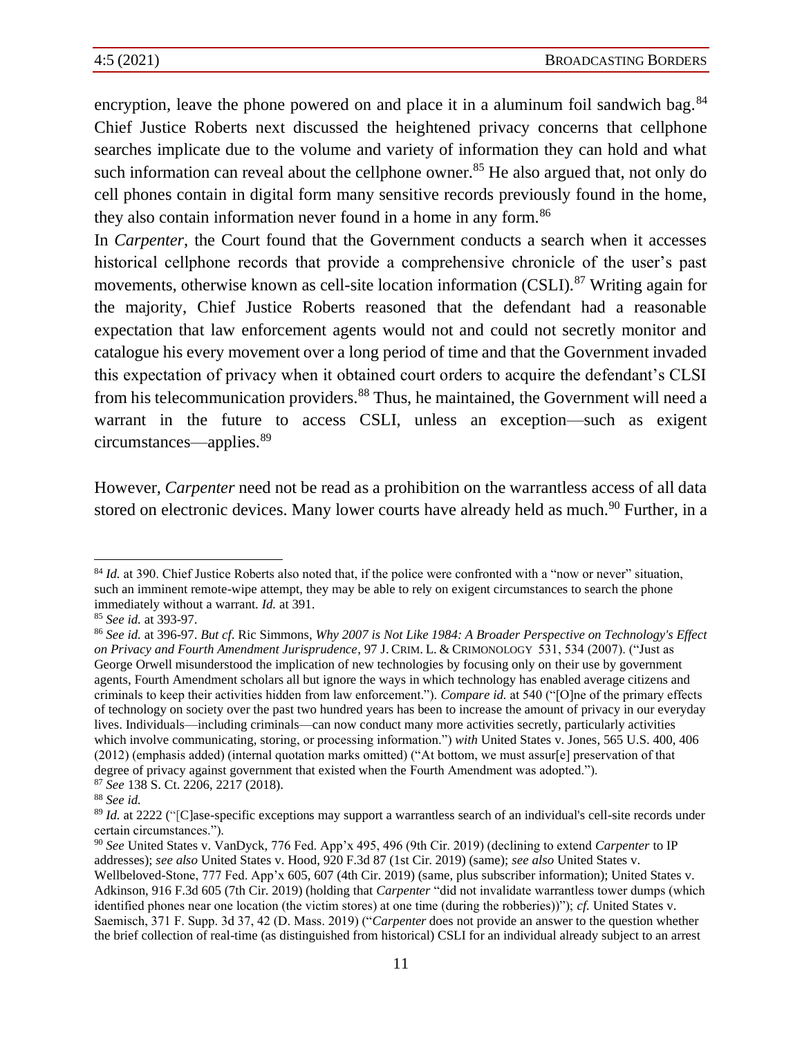encryption, leave the phone powered on and place it in a aluminum foil sandwich bag.[84] Chief Justice Roberts next discussed the heightened privacy concerns that cellphone searches implicate due to the volume and variety of information they can hold and what such information can reveal about the cellphone owner.[85] He also argued that, not only do cell phones contain in digital form many sensitive records previously found in the home, they also contain information never found in a home in any form.[86]

In *Carpenter*, the Court found that the Government conducts a search when it accesses historical cellphone records that provide a comprehensive chronicle of the user's past movements, otherwise known as cell-site location information (CSLI).[87] Writing again for the majority, Chief Justice Roberts reasoned that the defendant had a reasonable expectation that law enforcement agents would not and could not secretly monitor and catalogue his every movement over a long period of time and that the Government invaded this expectation of privacy when it obtained court orders to acquire the defendant's CLSI from his telecommunication providers.[88] Thus, he maintained, the Government will need a warrant in the future to access CSLI, unless an exception—such as exigent circumstances—applies.[89]

However, *Carpenter* need not be read as a prohibition on the warrantless access of all data stored on electronic devices. Many lower courts have already held as much.[90] Further, in a

---

[84] *Id.* at 390. Chief Justice Roberts also noted that, if the police were confronted with a "now or never" situation, such an imminent remote-wipe attempt, they may be able to rely on exigent circumstances to search the phone immediately without a warrant. *Id.* at 391.

[85] *See id.* at 393-97.

[86] *See id.* at 396-97. *But cf.* Ric Simmons, *Why 2007 is Not Like 1984: A Broader Perspective on Technology's Effect on Privacy and Fourth Amendment Jurisprudence*, 97 J. CRIM. L. & CRIMONOLOGY 531, 534 (2007). ("Just as George Orwell misunderstood the implication of new technologies by focusing only on their use by government agents, Fourth Amendment scholars all but ignore the ways in which technology has enabled average citizens and criminals to keep their activities hidden from law enforcement."). *Compare id.* at 540 ("[O]ne of the primary effects of technology on society over the past two hundred years has been to increase the amount of privacy in our everyday lives. Individuals—including criminals—can now conduct many more activities secretly, particularly activities which involve communicating, storing, or processing information.") *with* United States v. Jones, 565 U.S. 400, 406 (2012) (emphasis added) (internal quotation marks omitted) ("At bottom, we must assur[e] preservation of that degree of privacy against government that existed when the Fourth Amendment was adopted.").

[87] *See* 138 S. Ct. 2206, 2217 (2018).

[88] *See id.*

[89] *Id.* at 2222 ("[C]ase-specific exceptions may support a warrantless search of an individual's cell-site records under certain circumstances.").

[90] *See* United States v. VanDyck, 776 Fed. App'x 495, 496 (9th Cir. 2019) (declining to extend *Carpenter* to IP addresses); *see also* United States v. Hood, 920 F.3d 87 (1st Cir. 2019) (same); *see also* United States v. Wellbeloved-Stone, 777 Fed. App'x 605, 607 (4th Cir. 2019) (same, plus subscriber information); United States v. Adkinson, 916 F.3d 605 (7th Cir. 2019) (holding that *Carpenter* "did not invalidate warrantless tower dumps (which identified phones near one location (the victim stores) at one time (during the robberies))"); *cf.* United States v. Saemisch, 371 F. Supp. 3d 37, 42 (D. Mass. 2019) ("*Carpenter* does not provide an answer to the question whether the brief collection of real-time (as distinguished from historical) CSLI for an individual already subject to an arrest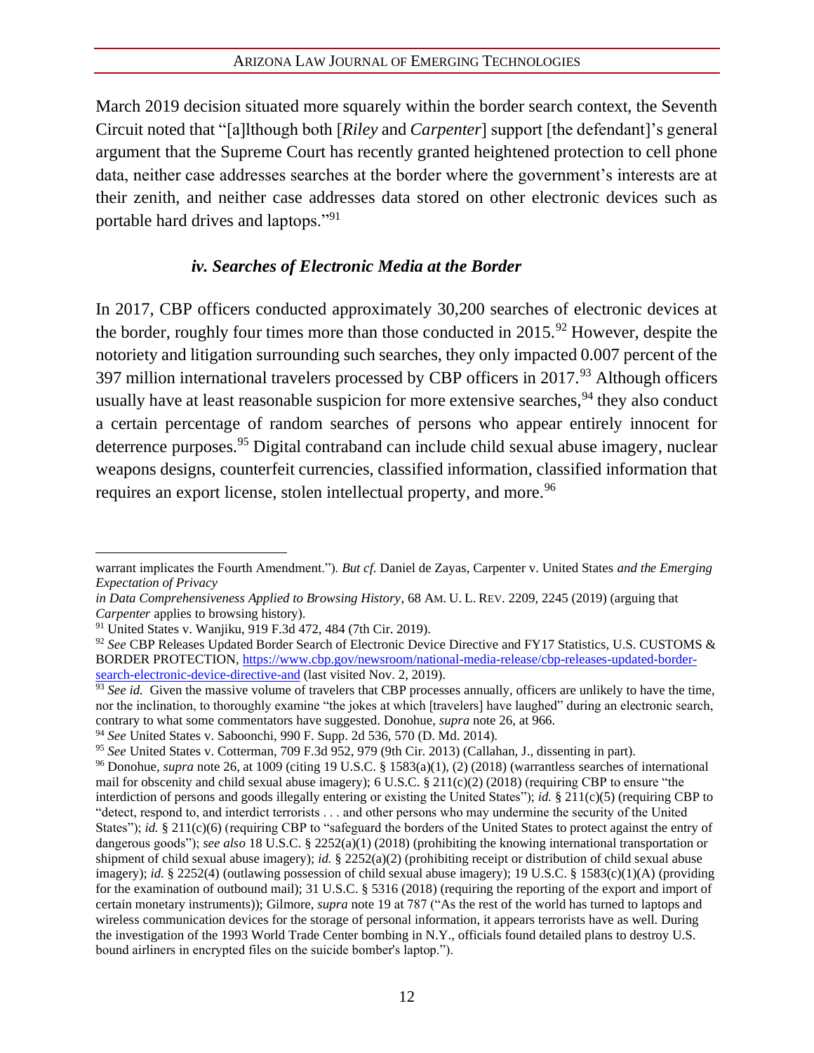March 2019 decision situated more squarely within the border search context, the Seventh Circuit noted that "[a]lthough both [*Riley* and *Carpenter*] support [the defendant]'s general argument that the Supreme Court has recently granted heightened protection to cell phone data, neither case addresses searches at the border where the government's interests are at their zenith, and neither case addresses data stored on other electronic devices such as portable hard drives and laptops."[91]

### *iv. Searches of Electronic Media at the Border*

In 2017, CBP officers conducted approximately 30,200 searches of electronic devices at the border, roughly four times more than those conducted in 2015.[92] However, despite the notoriety and litigation surrounding such searches, they only impacted 0.007 percent of the 397 million international travelers processed by CBP officers in 2017.[93] Although officers usually have at least reasonable suspicion for more extensive searches,[94] they also conduct a certain percentage of random searches of persons who appear entirely innocent for deterrence purposes.[95] Digital contraband can include child sexual abuse imagery, nuclear weapons designs, counterfeit currencies, classified information, classified information that requires an export license, stolen intellectual property, and more.[96]

---

warrant implicates the Fourth Amendment."). *But cf.* Daniel de Zayas, Carpenter v. United States *and the Emerging Expectation of Privacy in Data Comprehensiveness Applied to Browsing History*, 68 AM. U. L. REV. 2209, 2245 (2019) (arguing that *Carpenter* applies to browsing history).

[91] United States v. Wanjiku, 919 F.3d 472, 484 (7th Cir. 2019).

[92] *See* CBP Releases Updated Border Search of Electronic Device Directive and FY17 Statistics, U.S. CUSTOMS & BORDER PROTECTION, https://www.cbp.gov/newsroom/national-media-release/cbp-releases-updated-border-search-electronic-device-directive-and (last visited Nov. 2, 2019).

[93] *See id.* Given the massive volume of travelers that CBP processes annually, officers are unlikely to have the time, nor the inclination, to thoroughly examine "the jokes at which [travelers] have laughed" during an electronic search, contrary to what some commentators have suggested. Donohue, *supra* note 26, at 966.

[94] *See* United States v. Saboonchi, 990 F. Supp. 2d 536, 570 (D. Md. 2014).

[95] *See* United States v. Cotterman, 709 F.3d 952, 979 (9th Cir. 2013) (Callahan, J., dissenting in part).

[96] Donohue, *supra* note 26, at 1009 (citing 19 U.S.C. § 1583(a)(1), (2) (2018) (warrantless searches of international mail for obscenity and child sexual abuse imagery); 6 U.S.C. § 211(c)(2) (2018) (requiring CBP to ensure "the interdiction of persons and goods illegally entering or existing the United States"); *id.* § 211(c)(5) (requiring CBP to "detect, respond to, and interdict terrorists . . . and other persons who may undermine the security of the United States"); *id.* § 211(c)(6) (requiring CBP to "safeguard the borders of the United States to protect against the entry of dangerous goods"); *see also* 18 U.S.C. § 2252(a)(1) (2018) (prohibiting the knowing international transportation or shipment of child sexual abuse imagery); *id.* § 2252(a)(2) (prohibiting receipt or distribution of child sexual abuse imagery); *id.* § 2252(4) (outlawing possession of child sexual abuse imagery); 19 U.S.C. § 1583(c)(1)(A) (providing for the examination of outbound mail); 31 U.S.C. § 5316 (2018) (requiring the reporting of the export and import of certain monetary instruments)); Gilmore, *supra* note 19 at 787 ("As the rest of the world has turned to laptops and wireless communication devices for the storage of personal information, it appears terrorists have as well. During the investigation of the 1993 World Trade Center bombing in N.Y., officials found detailed plans to destroy U.S. bound airliners in encrypted files on the suicide bomber's laptop.").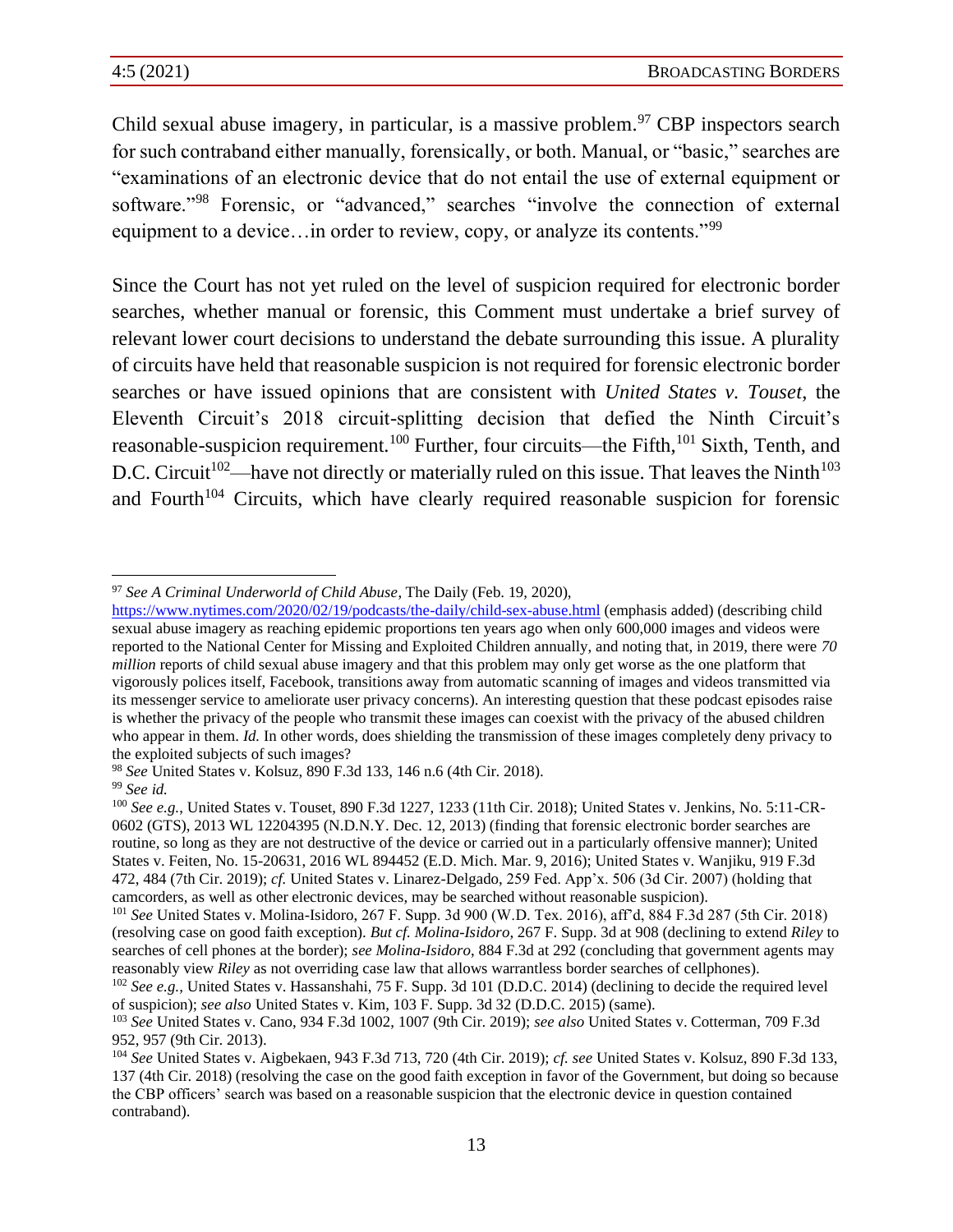Child sexual abuse imagery, in particular, is a massive problem.[97] CBP inspectors search for such contraband either manually, forensically, or both. Manual, or "basic," searches are "examinations of an electronic device that do not entail the use of external equipment or software."[98] Forensic, or "advanced," searches "involve the connection of external equipment to a device…in order to review, copy, or analyze its contents."[99]

Since the Court has not yet ruled on the level of suspicion required for electronic border searches, whether manual or forensic, this Comment must undertake a brief survey of relevant lower court decisions to understand the debate surrounding this issue. A plurality of circuits have held that reasonable suspicion is not required for forensic electronic border searches or have issued opinions that are consistent with *United States v. Touset*, the Eleventh Circuit's 2018 circuit-splitting decision that defied the Ninth Circuit's reasonable-suspicion requirement.[100] Further, four circuits—the Fifth,[101] Sixth, Tenth, and D.C. Circuit[102]—have not directly or materially ruled on this issue. That leaves the Ninth[103] and Fourth[104] Circuits, which have clearly required reasonable suspicion for forensic

---

[97] *See A Criminal Underworld of Child Abuse*, The Daily (Feb. 19, 2020), https://www.nytimes.com/2020/02/19/podcasts/the-daily/child-sex-abuse.html (emphasis added) (describing child sexual abuse imagery as reaching epidemic proportions ten years ago when only 600,000 images and videos were reported to the National Center for Missing and Exploited Children annually, and noting that, in 2019, there were *70 million* reports of child sexual abuse imagery and that this problem may only get worse as the one platform that vigorously polices itself, Facebook, transitions away from automatic scanning of images and videos transmitted via its messenger service to ameliorate user privacy concerns). An interesting question that these podcast episodes raise is whether the privacy of the people who transmit these images can coexist with the privacy of the abused children who appear in them. *Id.* In other words, does shielding the transmission of these images completely deny privacy to the exploited subjects of such images?

[98] *See* United States v. Kolsuz, 890 F.3d 133, 146 n.6 (4th Cir. 2018).

[99] *See id.*

[100] *See e.g.*, United States v. Touset, 890 F.3d 1227, 1233 (11th Cir. 2018); United States v. Jenkins, No. 5:11-CR-0602 (GTS), 2013 WL 12204395 (N.D.N.Y. Dec. 12, 2013) (finding that forensic electronic border searches are routine, so long as they are not destructive of the device or carried out in a particularly offensive manner); United States v. Feiten, No. 15-20631, 2016 WL 894452 (E.D. Mich. Mar. 9, 2016); United States v. Wanjiku, 919 F.3d 472, 484 (7th Cir. 2019); *cf.* United States v. Linarez-Delgado, 259 Fed. App'x. 506 (3d Cir. 2007) (holding that camcorders, as well as other electronic devices, may be searched without reasonable suspicion).

[101] *See* United States v. Molina-Isidoro, 267 F. Supp. 3d 900 (W.D. Tex. 2016), aff'd, 884 F.3d 287 (5th Cir. 2018) (resolving case on good faith exception). *But cf. Molina-Isidoro*, 267 F. Supp. 3d at 908 (declining to extend *Riley* to searches of cell phones at the border); *see Molina-Isidoro*, 884 F.3d at 292 (concluding that government agents may reasonably view *Riley* as not overriding case law that allows warrantless border searches of cellphones).

[102] *See e.g.,* United States v. Hassanshahi, 75 F. Supp. 3d 101 (D.D.C. 2014) (declining to decide the required level of suspicion); *see also* United States v. Kim, 103 F. Supp. 3d 32 (D.D.C. 2015) (same).

[103] *See* United States v. Cano, 934 F.3d 1002, 1007 (9th Cir. 2019); *see also* United States v. Cotterman, 709 F.3d 952, 957 (9th Cir. 2013).

[104] *See* United States v. Aigbekaen, 943 F.3d 713, 720 (4th Cir. 2019); *cf. see* United States v. Kolsuz, 890 F.3d 133, 137 (4th Cir. 2018) (resolving the case on the good faith exception in favor of the Government, but doing so because the CBP officers' search was based on a reasonable suspicion that the electronic device in question contained contraband).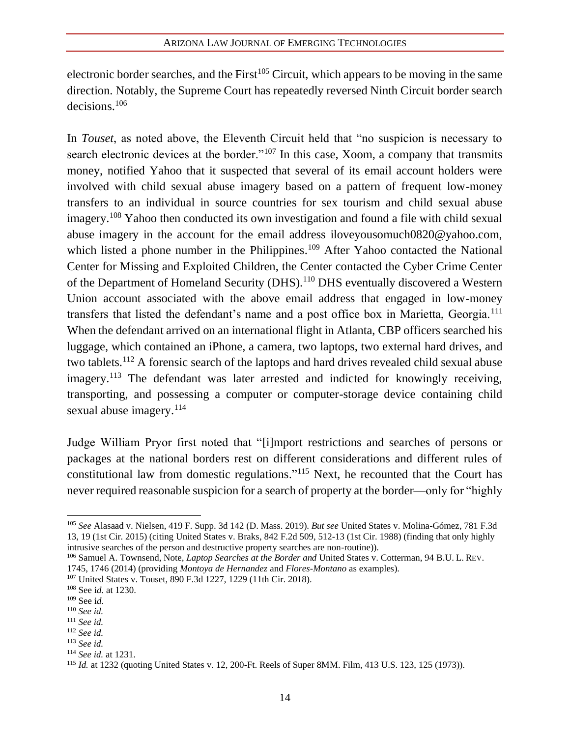electronic border searches, and the First[105] Circuit, which appears to be moving in the same direction. Notably, the Supreme Court has repeatedly reversed Ninth Circuit border search decisions.[106]

In *Touset*, as noted above, the Eleventh Circuit held that "no suspicion is necessary to search electronic devices at the border."[107] In this case, Xoom, a company that transmits money, notified Yahoo that it suspected that several of its email account holders were involved with child sexual abuse imagery based on a pattern of frequent low-money transfers to an individual in source countries for sex tourism and child sexual abuse imagery.[108] Yahoo then conducted its own investigation and found a file with child sexual abuse imagery in the account for the email address iloveyousomuch0820@yahoo.com, which listed a phone number in the Philippines.[109] After Yahoo contacted the National Center for Missing and Exploited Children, the Center contacted the Cyber Crime Center of the Department of Homeland Security (DHS).[110] DHS eventually discovered a Western Union account associated with the above email address that engaged in low-money transfers that listed the defendant's name and a post office box in Marietta, Georgia.[111] When the defendant arrived on an international flight in Atlanta, CBP officers searched his luggage, which contained an iPhone, a camera, two laptops, two external hard drives, and two tablets.[112] A forensic search of the laptops and hard drives revealed child sexual abuse imagery.[113] The defendant was later arrested and indicted for knowingly receiving, transporting, and possessing a computer or computer-storage device containing child sexual abuse imagery.[114]

Judge William Pryor first noted that "[i]mport restrictions and searches of persons or packages at the national borders rest on different considerations and different rules of constitutional law from domestic regulations."[115] Next, he recounted that the Court has never required reasonable suspicion for a search of property at the border—only for "highly

---

[105] *See* Alasaad v. Nielsen, 419 F. Supp. 3d 142 (D. Mass. 2019). *But see* United States v. Molina-Gómez, 781 F.3d 13, 19 (1st Cir. 2015) (citing United States v. Braks, 842 F.2d 509, 512-13 (1st Cir. 1988) (finding that only highly intrusive searches of the person and destructive property searches are non-routine)).

[106] Samuel A. Townsend, Note, *Laptop Searches at the Border and* United States v. Cotterman, 94 B.U. L. REV. 1745, 1746 (2014) (providing *Montoya de Hernandez* and *Flores-Montano* as examples).

[107] United States v. Touset, 890 F.3d 1227, 1229 (11th Cir. 2018).

[108] See i*d.* at 1230.

[109] See i*d.*

[110] *See id.*

[111] *See id.*

[112] *See id.*

[113] *See id.*

[114] *See id.* at 1231.

[115] *Id.* at 1232 (quoting United States v. 12, 200-Ft. Reels of Super 8MM. Film, 413 U.S. 123, 125 (1973)).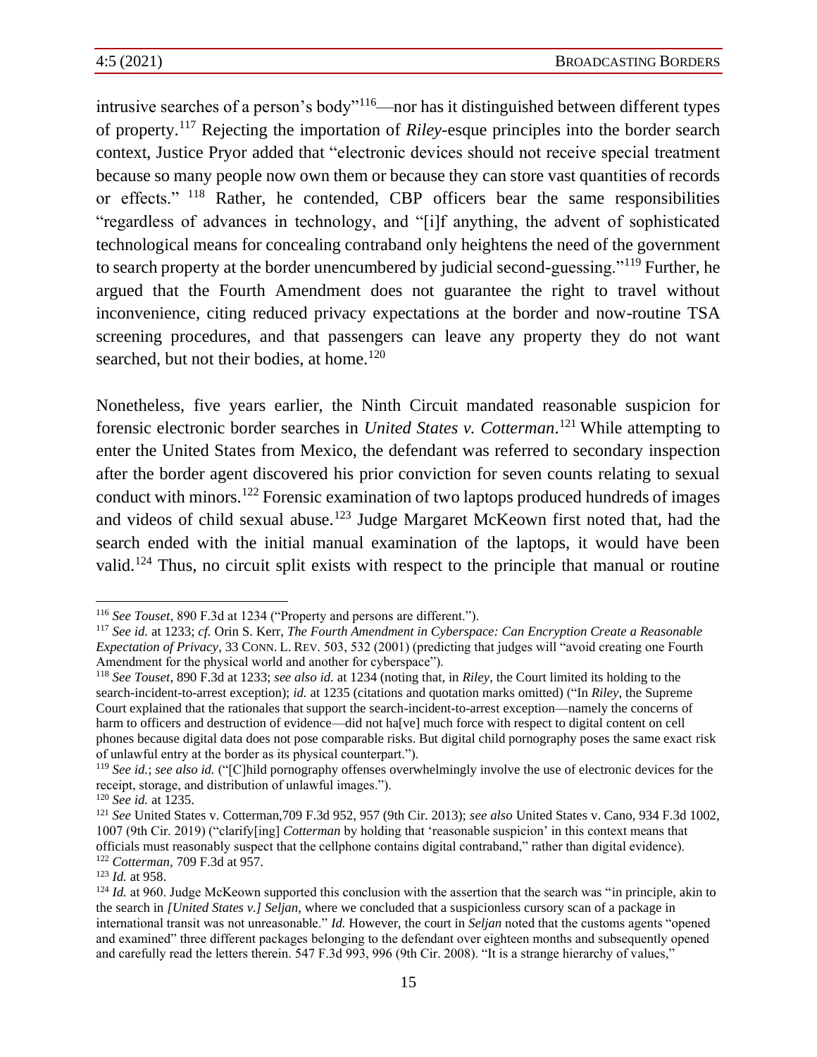intrusive searches of a person's body"[116]—nor has it distinguished between different types of property.[117] Rejecting the importation of *Riley*-esque principles into the border search context, Justice Pryor added that "electronic devices should not receive special treatment because so many people now own them or because they can store vast quantities of records or effects." [118] Rather, he contended, CBP officers bear the same responsibilities "regardless of advances in technology, and "[i]f anything, the advent of sophisticated technological means for concealing contraband only heightens the need of the government to search property at the border unencumbered by judicial second-guessing."[119] Further, he argued that the Fourth Amendment does not guarantee the right to travel without inconvenience, citing reduced privacy expectations at the border and now-routine TSA screening procedures, and that passengers can leave any property they do not want searched, but not their bodies, at home.[120]

Nonetheless, five years earlier, the Ninth Circuit mandated reasonable suspicion for forensic electronic border searches in *United States v. Cotterman*.[121] While attempting to enter the United States from Mexico, the defendant was referred to secondary inspection after the border agent discovered his prior conviction for seven counts relating to sexual conduct with minors.[122] Forensic examination of two laptops produced hundreds of images and videos of child sexual abuse.[123] Judge Margaret McKeown first noted that, had the search ended with the initial manual examination of the laptops, it would have been valid.[124] Thus, no circuit split exists with respect to the principle that manual or routine

---

[116] *See Touset*, 890 F.3d at 1234 ("Property and persons are different.").

[117] *See id.* at 1233; *cf.* Orin S. Kerr, *The Fourth Amendment in Cyberspace: Can Encryption Create a Reasonable Expectation of Privacy*, 33 CONN. L. REV. 503, 532 (2001) (predicting that judges will "avoid creating one Fourth Amendment for the physical world and another for cyberspace").

[118] *See Touset*, 890 F.3d at 1233; *see also id.* at 1234 (noting that, in *Riley*, the Court limited its holding to the search-incident-to-arrest exception); *id.* at 1235 (citations and quotation marks omitted) ("In *Riley*, the Supreme Court explained that the rationales that support the search-incident-to-arrest exception—namely the concerns of harm to officers and destruction of evidence—did not ha[ve] much force with respect to digital content on cell phones because digital data does not pose comparable risks. But digital child pornography poses the same exact risk of unlawful entry at the border as its physical counterpart.").

[119] *See id.*; *see also id.* ("[C]hild pornography offenses overwhelmingly involve the use of electronic devices for the receipt, storage, and distribution of unlawful images.").

[120] *See id.* at 1235.

[121] *See* United States v. Cotterman,709 F.3d 952, 957 (9th Cir. 2013); *see also* United States v. Cano, 934 F.3d 1002, 1007 (9th Cir. 2019) ("clarify[ing] *Cotterman* by holding that 'reasonable suspicion' in this context means that officials must reasonably suspect that the cellphone contains digital contraband," rather than digital evidence).

[122] *Cotterman*, 709 F.3d at 957.

[123] *Id.* at 958.

[124] *Id.* at 960. Judge McKeown supported this conclusion with the assertion that the search was "in principle, akin to the search in *[United States v.] Seljan*, where we concluded that a suspicionless cursory scan of a package in international transit was not unreasonable." *Id.* However, the court in *Seljan* noted that the customs agents "opened and examined" three different packages belonging to the defendant over eighteen months and subsequently opened and carefully read the letters therein. 547 F.3d 993, 996 (9th Cir. 2008). "It is a strange hierarchy of values,"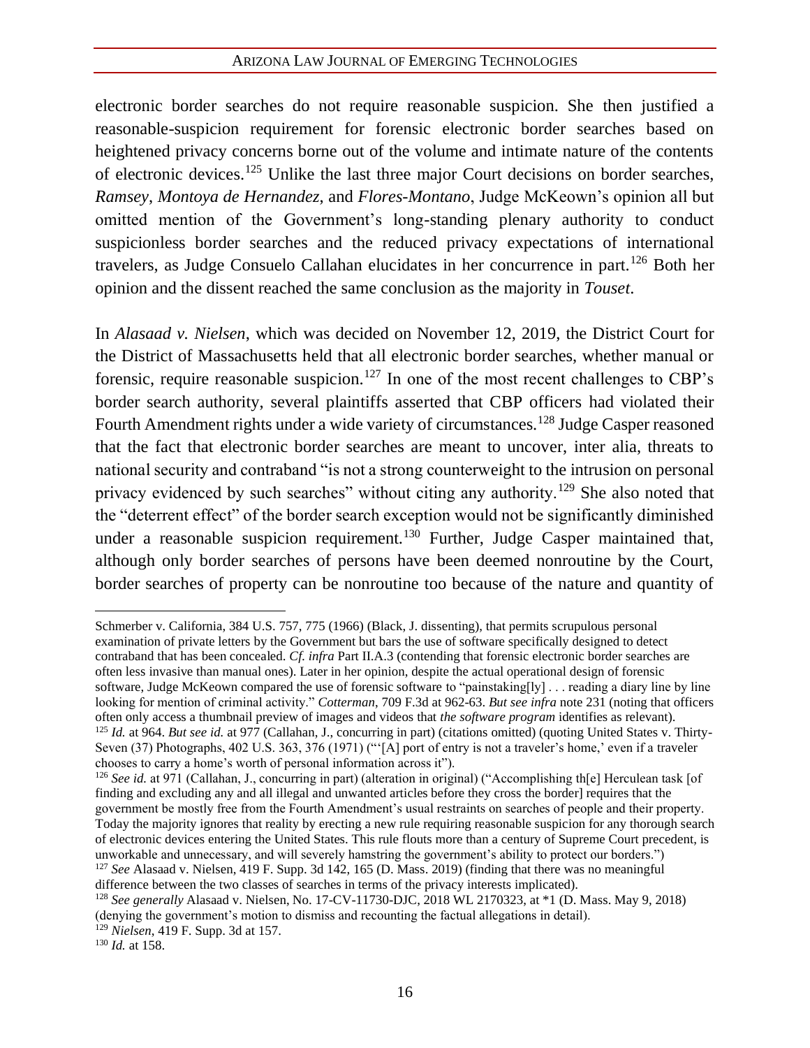electronic border searches do not require reasonable suspicion. She then justified a reasonable-suspicion requirement for forensic electronic border searches based on heightened privacy concerns borne out of the volume and intimate nature of the contents of electronic devices.[125] Unlike the last three major Court decisions on border searches, *Ramsey*, *Montoya de Hernandez*, and *Flores-Montano*, Judge McKeown's opinion all but omitted mention of the Government's long-standing plenary authority to conduct suspicionless border searches and the reduced privacy expectations of international travelers, as Judge Consuelo Callahan elucidates in her concurrence in part.[126] Both her opinion and the dissent reached the same conclusion as the majority in *Touset*.

In *Alasaad v. Nielsen*, which was decided on November 12, 2019, the District Court for the District of Massachusetts held that all electronic border searches, whether manual or forensic, require reasonable suspicion.[127] In one of the most recent challenges to CBP's border search authority, several plaintiffs asserted that CBP officers had violated their Fourth Amendment rights under a wide variety of circumstances.[128] Judge Casper reasoned that the fact that electronic border searches are meant to uncover, inter alia, threats to national security and contraband "is not a strong counterweight to the intrusion on personal privacy evidenced by such searches" without citing any authority.[129] She also noted that the "deterrent effect" of the border search exception would not be significantly diminished under a reasonable suspicion requirement.[130] Further, Judge Casper maintained that, although only border searches of persons have been deemed nonroutine by the Court, border searches of property can be nonroutine too because of the nature and quantity of

---

Schmerber v. California, 384 U.S. 757, 775 (1966) (Black, J. dissenting), that permits scrupulous personal examination of private letters by the Government but bars the use of software specifically designed to detect contraband that has been concealed. *Cf. infra* Part II.A.3 (contending that forensic electronic border searches are often less invasive than manual ones). Later in her opinion, despite the actual operational design of forensic software, Judge McKeown compared the use of forensic software to "painstaking[ly] . . . reading a diary line by line looking for mention of criminal activity." *Cotterman*, 709 F.3d at 962-63. *But see infra* note 231 (noting that officers often only access a thumbnail preview of images and videos that *the software program* identifies as relevant).

[125] *Id.* at 964. *But see id.* at 977 (Callahan, J., concurring in part) (citations omitted) (quoting United States v. Thirty-Seven (37) Photographs, 402 U.S. 363, 376 (1971) ("'[A] port of entry is not a traveler's home,' even if a traveler chooses to carry a home's worth of personal information across it").

[126] *See id.* at 971 (Callahan, J., concurring in part) (alteration in original) ("Accomplishing th[e] Herculean task [of finding and excluding any and all illegal and unwanted articles before they cross the border] requires that the government be mostly free from the Fourth Amendment's usual restraints on searches of people and their property. Today the majority ignores that reality by erecting a new rule requiring reasonable suspicion for any thorough search of electronic devices entering the United States. This rule flouts more than a century of Supreme Court precedent, is unworkable and unnecessary, and will severely hamstring the government's ability to protect our borders.")

[127] *See* Alasaad v. Nielsen, 419 F. Supp. 3d 142, 165 (D. Mass. 2019) (finding that there was no meaningful difference between the two classes of searches in terms of the privacy interests implicated).

[128] *See generally* Alasaad v. Nielsen, No. 17-CV-11730-DJC, 2018 WL 2170323, at *1 (D. Mass. May 9, 2018) (denying the government's motion to dismiss and recounting the factual allegations in detail).

[129] *Nielsen*, 419 F. Supp. 3d at 157.

[130] *Id.* at 158.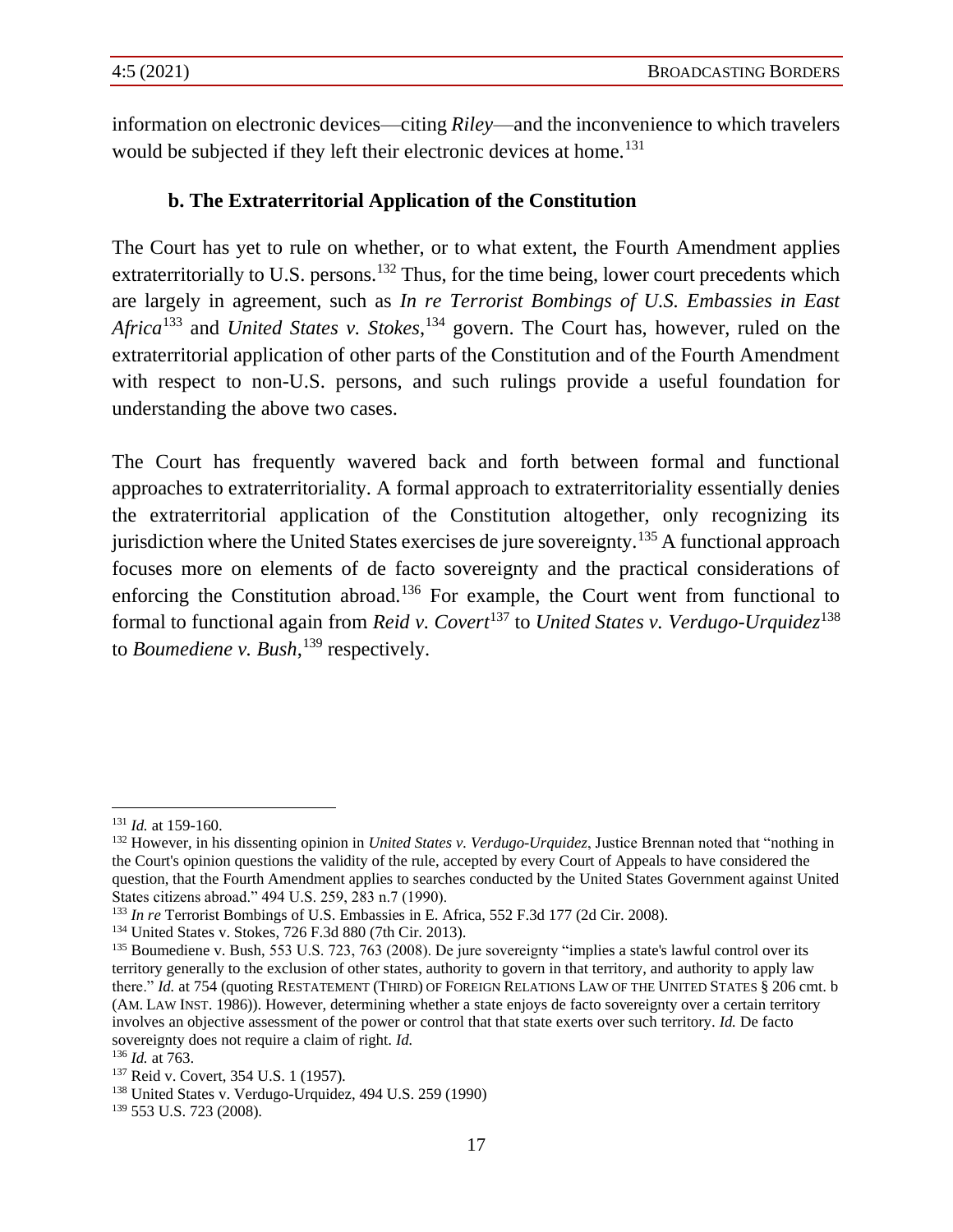information on electronic devices—citing *Riley*—and the inconvenience to which travelers would be subjected if they left their electronic devices at home.[131]

### b. The Extraterritorial Application of the Constitution

The Court has yet to rule on whether, or to what extent, the Fourth Amendment applies extraterritorially to U.S. persons.[132] Thus, for the time being, lower court precedents which are largely in agreement, such as *In re Terrorist Bombings of U.S. Embassies in East Africa*[133] and *United States v. Stokes*,[134] govern. The Court has, however, ruled on the extraterritorial application of other parts of the Constitution and of the Fourth Amendment with respect to non-U.S. persons, and such rulings provide a useful foundation for understanding the above two cases.

The Court has frequently wavered back and forth between formal and functional approaches to extraterritoriality. A formal approach to extraterritoriality essentially denies the extraterritorial application of the Constitution altogether, only recognizing its jurisdiction where the United States exercises de jure sovereignty.[135] A functional approach focuses more on elements of de facto sovereignty and the practical considerations of enforcing the Constitution abroad.[136] For example, the Court went from functional to formal to functional again from *Reid v. Covert*[137] to *United States v. Verdugo-Urquidez*[138] to *Boumediene v. Bush*,[139] respectively.

---

[131] *Id.* at 159-160.

[132] However, in his dissenting opinion in *United States v. Verdugo-Urquidez*, Justice Brennan noted that "nothing in the Court's opinion questions the validity of the rule, accepted by every Court of Appeals to have considered the question, that the Fourth Amendment applies to searches conducted by the United States Government against United States citizens abroad." 494 U.S. 259, 283 n.7 (1990).

[133] *In re* Terrorist Bombings of U.S. Embassies in E. Africa, 552 F.3d 177 (2d Cir. 2008).

[134] United States v. Stokes, 726 F.3d 880 (7th Cir. 2013).

[135] Boumediene v. Bush, 553 U.S. 723, 763 (2008). De jure sovereignty "implies a state's lawful control over its territory generally to the exclusion of other states, authority to govern in that territory, and authority to apply law there." *Id.* at 754 (quoting RESTATEMENT (THIRD) OF FOREIGN RELATIONS LAW OF THE UNITED STATES § 206 cmt. b (AM. LAW INST. 1986)). However, determining whether a state enjoys de facto sovereignty over a certain territory involves an objective assessment of the power or control that that state exerts over such territory. *Id.* De facto sovereignty does not require a claim of right. *Id.*

[136] *Id.* at 763.

[137] Reid v. Covert, 354 U.S. 1 (1957).

[138] United States v. Verdugo-Urquidez, 494 U.S. 259 (1990)

[139] 553 U.S. 723 (2008).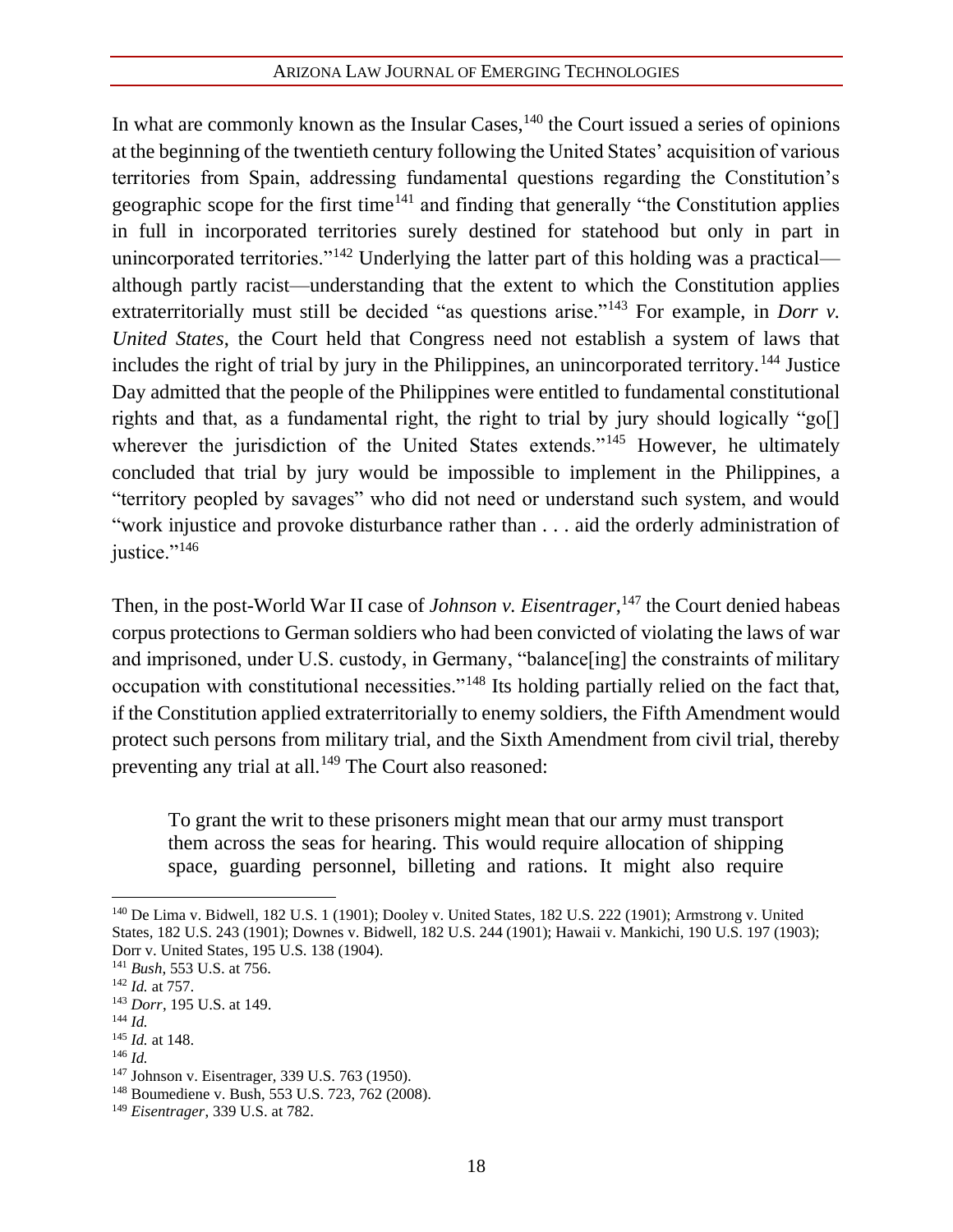In what are commonly known as the Insular Cases,[140] the Court issued a series of opinions at the beginning of the twentieth century following the United States' acquisition of various territories from Spain, addressing fundamental questions regarding the Constitution's geographic scope for the first time[141] and finding that generally "the Constitution applies in full in incorporated territories surely destined for statehood but only in part in unincorporated territories."[142] Underlying the latter part of this holding was a practical—although partly racist—understanding that the extent to which the Constitution applies extraterritorially must still be decided "as questions arise."[143] For example, in *Dorr v. United States*, the Court held that Congress need not establish a system of laws that includes the right of trial by jury in the Philippines, an unincorporated territory.[144] Justice Day admitted that the people of the Philippines were entitled to fundamental constitutional rights and that, as a fundamental right, the right to trial by jury should logically "go[] wherever the jurisdiction of the United States extends."[145] However, he ultimately concluded that trial by jury would be impossible to implement in the Philippines, a "territory peopled by savages" who did not need or understand such system, and would "work injustice and provoke disturbance rather than . . . aid the orderly administration of justice."[146]

Then, in the post-World War II case of *Johnson v. Eisentrager*,[147] the Court denied habeas corpus protections to German soldiers who had been convicted of violating the laws of war and imprisoned, under U.S. custody, in Germany, "balance[ing] the constraints of military occupation with constitutional necessities."[148] Its holding partially relied on the fact that, if the Constitution applied extraterritorially to enemy soldiers, the Fifth Amendment would protect such persons from military trial, and the Sixth Amendment from civil trial, thereby preventing any trial at all.[149] The Court also reasoned:

> To grant the writ to these prisoners might mean that our army must transport them across the seas for hearing. This would require allocation of shipping space, guarding personnel, billeting and rations. It might also require

---

[140] De Lima v. Bidwell, 182 U.S. 1 (1901); Dooley v. United States, 182 U.S. 222 (1901); Armstrong v. United States, 182 U.S. 243 (1901); Downes v. Bidwell, 182 U.S. 244 (1901); Hawaii v. Mankichi, 190 U.S. 197 (1903); Dorr v. United States, 195 U.S. 138 (1904).

[141] *Bush*, 553 U.S. at 756.

[142] *Id.* at 757.

[143] *Dorr*, 195 U.S. at 149.

[144] *Id.*

[145] *Id.* at 148.

[146] *Id.*

[147] Johnson v. Eisentrager, 339 U.S. 763 (1950).

[148] Boumediene v. Bush, 553 U.S. 723, 762 (2008).

[149] *Eisentrager*, 339 U.S. at 782.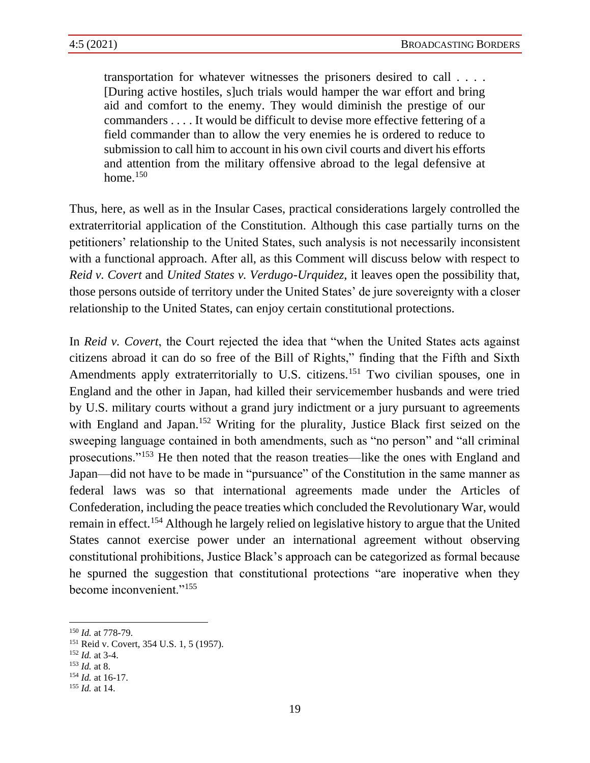> transportation for whatever witnesses the prisoners desired to call . . . . [During active hostiles, s]uch trials would hamper the war effort and bring aid and comfort to the enemy. They would diminish the prestige of our commanders . . . . It would be difficult to devise more effective fettering of a field commander than to allow the very enemies he is ordered to reduce to submission to call him to account in his own civil courts and divert his efforts and attention from the military offensive abroad to the legal defensive at home.[150]

Thus, here, as well as in the Insular Cases, practical considerations largely controlled the extraterritorial application of the Constitution. Although this case partially turns on the petitioners' relationship to the United States, such analysis is not necessarily inconsistent with a functional approach. After all, as this Comment will discuss below with respect to *Reid v. Covert* and *United States v. Verdugo-Urquidez*, it leaves open the possibility that, those persons outside of territory under the United States' de jure sovereignty with a closer relationship to the United States, can enjoy certain constitutional protections.

In *Reid v. Covert*, the Court rejected the idea that "when the United States acts against citizens abroad it can do so free of the Bill of Rights," finding that the Fifth and Sixth Amendments apply extraterritorially to U.S. citizens.[151] Two civilian spouses, one in England and the other in Japan, had killed their servicemember husbands and were tried by U.S. military courts without a grand jury indictment or a jury pursuant to agreements with England and Japan.[152] Writing for the plurality, Justice Black first seized on the sweeping language contained in both amendments, such as "no person" and "all criminal prosecutions."[153] He then noted that the reason treaties—like the ones with England and Japan—did not have to be made in "pursuance" of the Constitution in the same manner as federal laws was so that international agreements made under the Articles of Confederation, including the peace treaties which concluded the Revolutionary War, would remain in effect.[154] Although he largely relied on legislative history to argue that the United States cannot exercise power under an international agreement without observing constitutional prohibitions, Justice Black's approach can be categorized as formal because he spurned the suggestion that constitutional protections "are inoperative when they become inconvenient."[155]

---

[150] *Id.* at 778-79.

[151] Reid v. Covert, 354 U.S. 1, 5 (1957).

[152] *Id.* at 3-4.

[153] *Id.* at 8.

[154] *Id.* at 16-17.

[155] *Id.* at 14.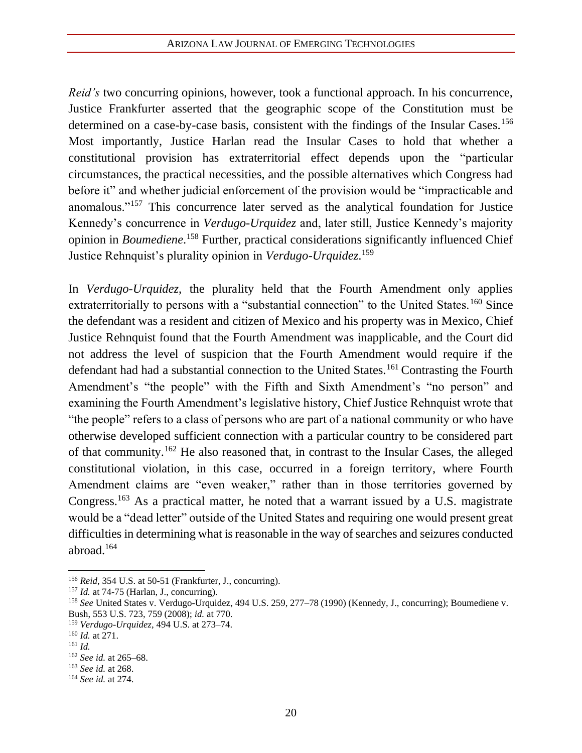*Reid's* two concurring opinions, however, took a functional approach. In his concurrence, Justice Frankfurter asserted that the geographic scope of the Constitution must be determined on a case-by-case basis, consistent with the findings of the Insular Cases.[156] Most importantly, Justice Harlan read the Insular Cases to hold that whether a constitutional provision has extraterritorial effect depends upon the "particular circumstances, the practical necessities, and the possible alternatives which Congress had before it" and whether judicial enforcement of the provision would be "impracticable and anomalous."[157] This concurrence later served as the analytical foundation for Justice Kennedy's concurrence in *Verdugo-Urquidez* and, later still, Justice Kennedy's majority opinion in *Boumediene*.[158] Further, practical considerations significantly influenced Chief Justice Rehnquist's plurality opinion in *Verdugo-Urquidez*.[159]

In *Verdugo-Urquidez*, the plurality held that the Fourth Amendment only applies extraterritorially to persons with a "substantial connection" to the United States.[160] Since the defendant was a resident and citizen of Mexico and his property was in Mexico, Chief Justice Rehnquist found that the Fourth Amendment was inapplicable, and the Court did not address the level of suspicion that the Fourth Amendment would require if the defendant had had a substantial connection to the United States.[161] Contrasting the Fourth Amendment's "the people" with the Fifth and Sixth Amendment's "no person" and examining the Fourth Amendment's legislative history, Chief Justice Rehnquist wrote that "the people" refers to a class of persons who are part of a national community or who have otherwise developed sufficient connection with a particular country to be considered part of that community.[162] He also reasoned that, in contrast to the Insular Cases, the alleged constitutional violation, in this case, occurred in a foreign territory, where Fourth Amendment claims are "even weaker," rather than in those territories governed by Congress.[163] As a practical matter, he noted that a warrant issued by a U.S. magistrate would be a "dead letter" outside of the United States and requiring one would present great difficulties in determining what is reasonable in the way of searches and seizures conducted abroad.[164]

---

[156] *Reid*, 354 U.S. at 50-51 (Frankfurter, J., concurring).

[157] *Id.* at 74-75 (Harlan, J., concurring).

[158] *See* United States v. Verdugo-Urquidez, 494 U.S. 259, 277–78 (1990) (Kennedy, J., concurring); Boumediene v. Bush, 553 U.S. 723, 759 (2008); *id.* at 770.

[159] *Verdugo-Urquidez*, 494 U.S. at 273–74.

[160] *Id.* at 271.

[161] *Id.*

[162] *See id.* at 265–68.

[163] *See id.* at 268.

[164] *See id.* at 274.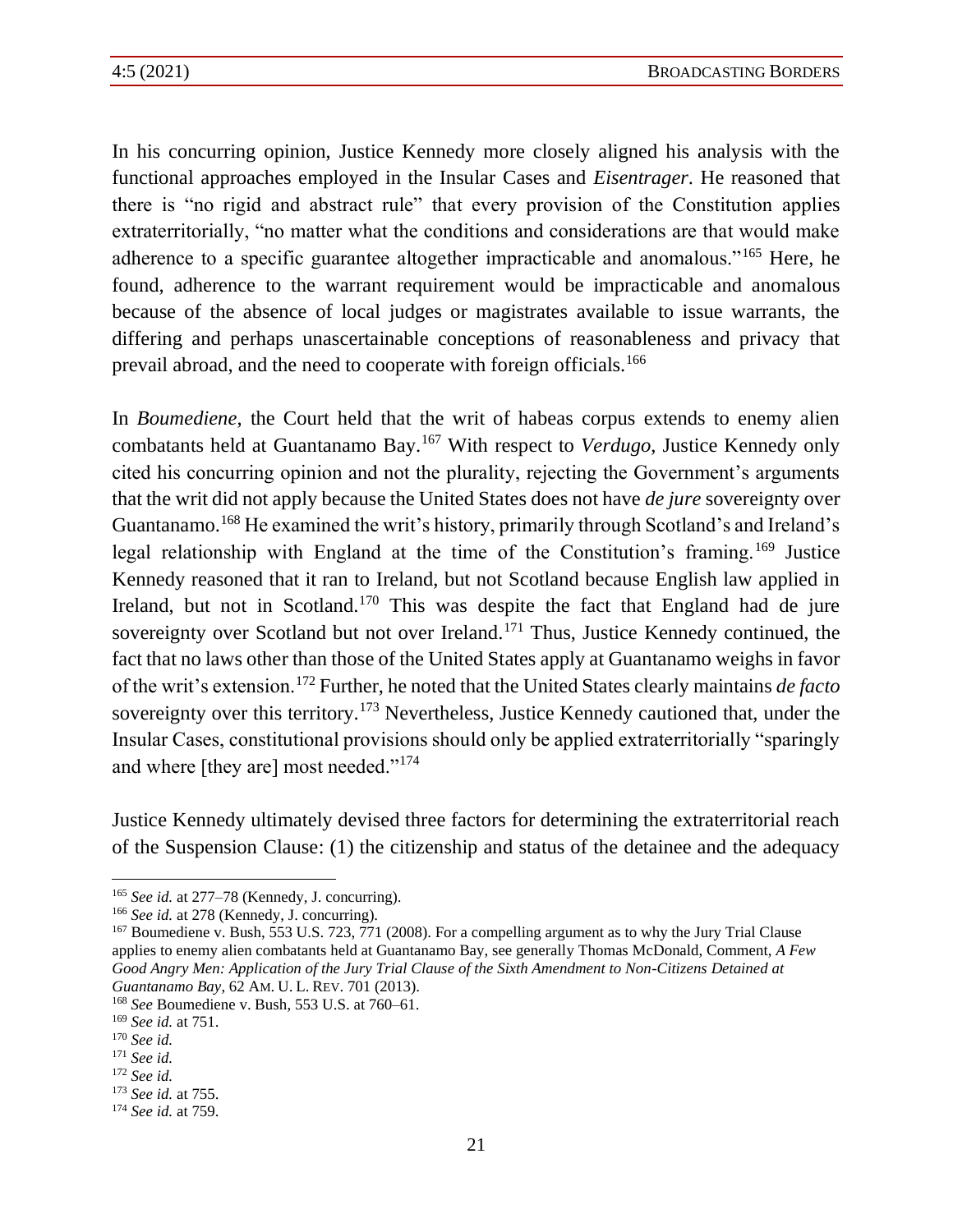In his concurring opinion, Justice Kennedy more closely aligned his analysis with the functional approaches employed in the Insular Cases and *Eisentrager*. He reasoned that there is "no rigid and abstract rule" that every provision of the Constitution applies extraterritorially, "no matter what the conditions and considerations are that would make adherence to a specific guarantee altogether impracticable and anomalous."[165] Here, he found, adherence to the warrant requirement would be impracticable and anomalous because of the absence of local judges or magistrates available to issue warrants, the differing and perhaps unascertainable conceptions of reasonableness and privacy that prevail abroad, and the need to cooperate with foreign officials.[166]

In *Boumediene*, the Court held that the writ of habeas corpus extends to enemy alien combatants held at Guantanamo Bay.[167] With respect to *Verdugo*, Justice Kennedy only cited his concurring opinion and not the plurality, rejecting the Government's arguments that the writ did not apply because the United States does not have *de jure* sovereignty over Guantanamo.[168] He examined the writ's history, primarily through Scotland's and Ireland's legal relationship with England at the time of the Constitution's framing.[169] Justice Kennedy reasoned that it ran to Ireland, but not Scotland because English law applied in Ireland, but not in Scotland.[170] This was despite the fact that England had de jure sovereignty over Scotland but not over Ireland.[171] Thus, Justice Kennedy continued, the fact that no laws other than those of the United States apply at Guantanamo weighs in favor of the writ's extension.[172] Further, he noted that the United States clearly maintains *de facto* sovereignty over this territory.[173] Nevertheless, Justice Kennedy cautioned that, under the Insular Cases, constitutional provisions should only be applied extraterritorially "sparingly and where [they are] most needed."[174]

Justice Kennedy ultimately devised three factors for determining the extraterritorial reach of the Suspension Clause: (1) the citizenship and status of the detainee and the adequacy

---

[165] *See id.* at 277–78 (Kennedy, J. concurring).

[166] *See id.* at 278 (Kennedy, J. concurring).

[167] Boumediene v. Bush, 553 U.S. 723, 771 (2008). For a compelling argument as to why the Jury Trial Clause applies to enemy alien combatants held at Guantanamo Bay, see generally Thomas McDonald, Comment, *A Few Good Angry Men: Application of the Jury Trial Clause of the Sixth Amendment to Non-Citizens Detained at Guantanamo Bay*, 62 AM. U. L. REV. 701 (2013).

[168] *See* Boumediene v. Bush, 553 U.S. at 760–61.

[169] *See id.* at 751.

[170] *See id.*

[171] *See id.*

[172] *See id.*

[173] *See id.* at 755.

[174] *See id.* at 759.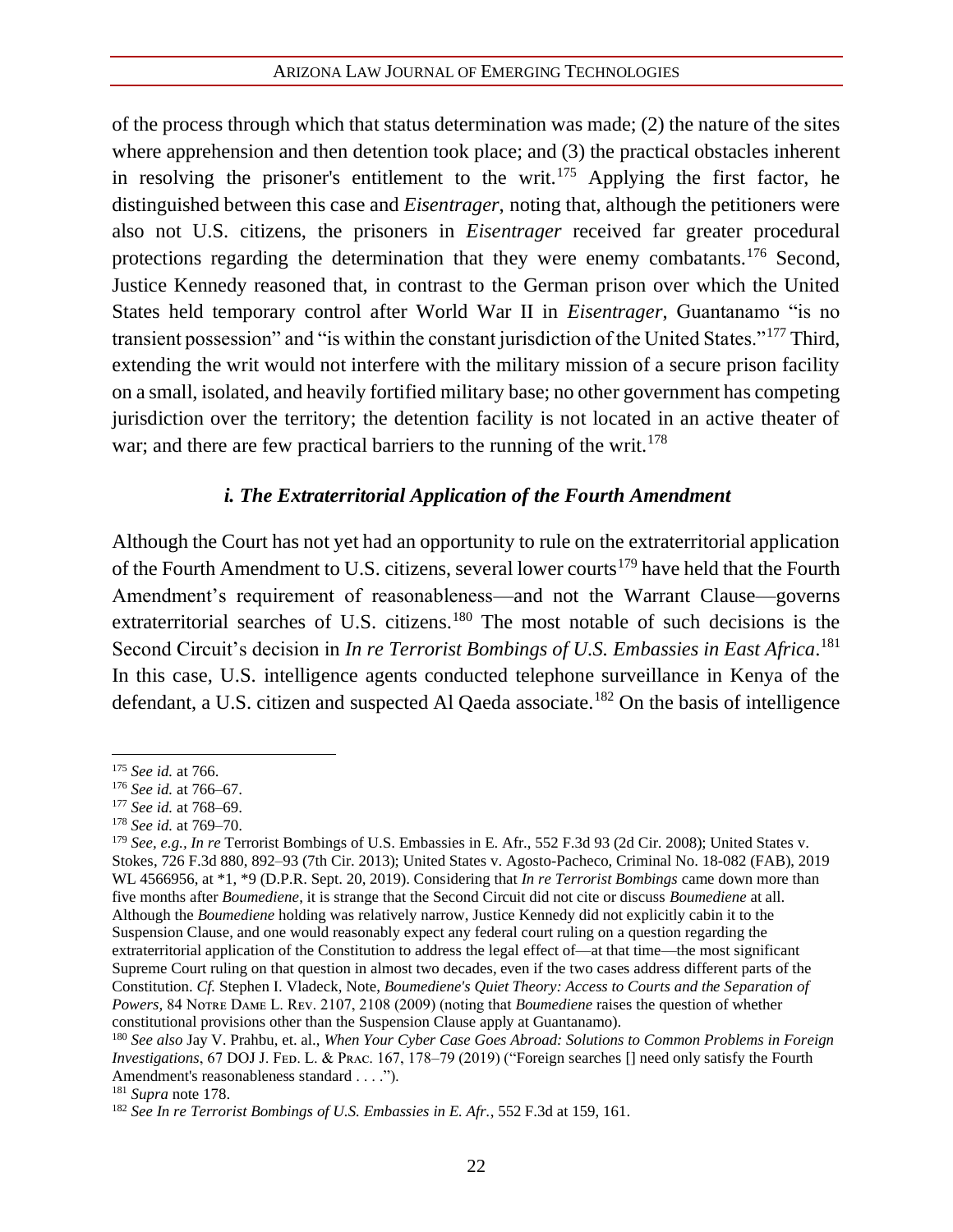of the process through which that status determination was made; (2) the nature of the sites where apprehension and then detention took place; and (3) the practical obstacles inherent in resolving the prisoner's entitlement to the writ.[175] Applying the first factor, he distinguished between this case and *Eisentrager*, noting that, although the petitioners were also not U.S. citizens, the prisoners in *Eisentrager* received far greater procedural protections regarding the determination that they were enemy combatants.[176] Second, Justice Kennedy reasoned that, in contrast to the German prison over which the United States held temporary control after World War II in *Eisentrager*, Guantanamo "is no transient possession" and "is within the constant jurisdiction of the United States."[177] Third, extending the writ would not interfere with the military mission of a secure prison facility on a small, isolated, and heavily fortified military base; no other government has competing jurisdiction over the territory; the detention facility is not located in an active theater of war; and there are few practical barriers to the running of the writ.[178]

### *i. The Extraterritorial Application of the Fourth Amendment*

Although the Court has not yet had an opportunity to rule on the extraterritorial application of the Fourth Amendment to U.S. citizens, several lower courts[179] have held that the Fourth Amendment's requirement of reasonableness—and not the Warrant Clause—governs extraterritorial searches of U.S. citizens.[180] The most notable of such decisions is the Second Circuit's decision in *In re Terrorist Bombings of U.S. Embassies in East Africa*.[181] In this case, U.S. intelligence agents conducted telephone surveillance in Kenya of the defendant, a U.S. citizen and suspected Al Qaeda associate.[182] On the basis of intelligence

---

[175] *See id.* at 766.

[176] *See id.* at 766–67.

[177] *See id.* at 768–69.

[178] *See id.* at 769–70.

[179] *See, e.g.*, *In re* Terrorist Bombings of U.S. Embassies in E. Afr., 552 F.3d 93 (2d Cir. 2008); United States v. Stokes, 726 F.3d 880, 892–93 (7th Cir. 2013); United States v. Agosto-Pacheco, Criminal No. 18-082 (FAB), 2019 WL 4566956, at *1, *9 (D.P.R. Sept. 20, 2019). Considering that *In re Terrorist Bombings* came down more than five months after *Boumediene*, it is strange that the Second Circuit did not cite or discuss *Boumediene* at all. Although the *Boumediene* holding was relatively narrow, Justice Kennedy did not explicitly cabin it to the Suspension Clause, and one would reasonably expect any federal court ruling on a question regarding the extraterritorial application of the Constitution to address the legal effect of—at that time—the most significant Supreme Court ruling on that question in almost two decades, even if the two cases address different parts of the Constitution. *Cf.* Stephen I. Vladeck, Note, *Boumediene's Quiet Theory: Access to Courts and the Separation of Powers*, 84 Notre Dame L. Rev. 2107, 2108 (2009) (noting that *Boumediene* raises the question of whether constitutional provisions other than the Suspension Clause apply at Guantanamo).

[180] *See also* Jay V. Prahbu, et. al., *When Your Cyber Case Goes Abroad: Solutions to Common Problems in Foreign Investigations*, 67 DOJ J. Fed. L. & Prac. 167, 178–79 (2019) ("Foreign searches [] need only satisfy the Fourth Amendment's reasonableness standard . . . .").

[181] *Supra* note 178.

[182] *See In re Terrorist Bombings of U.S. Embassies in E. Afr.*, 552 F.3d at 159, 161.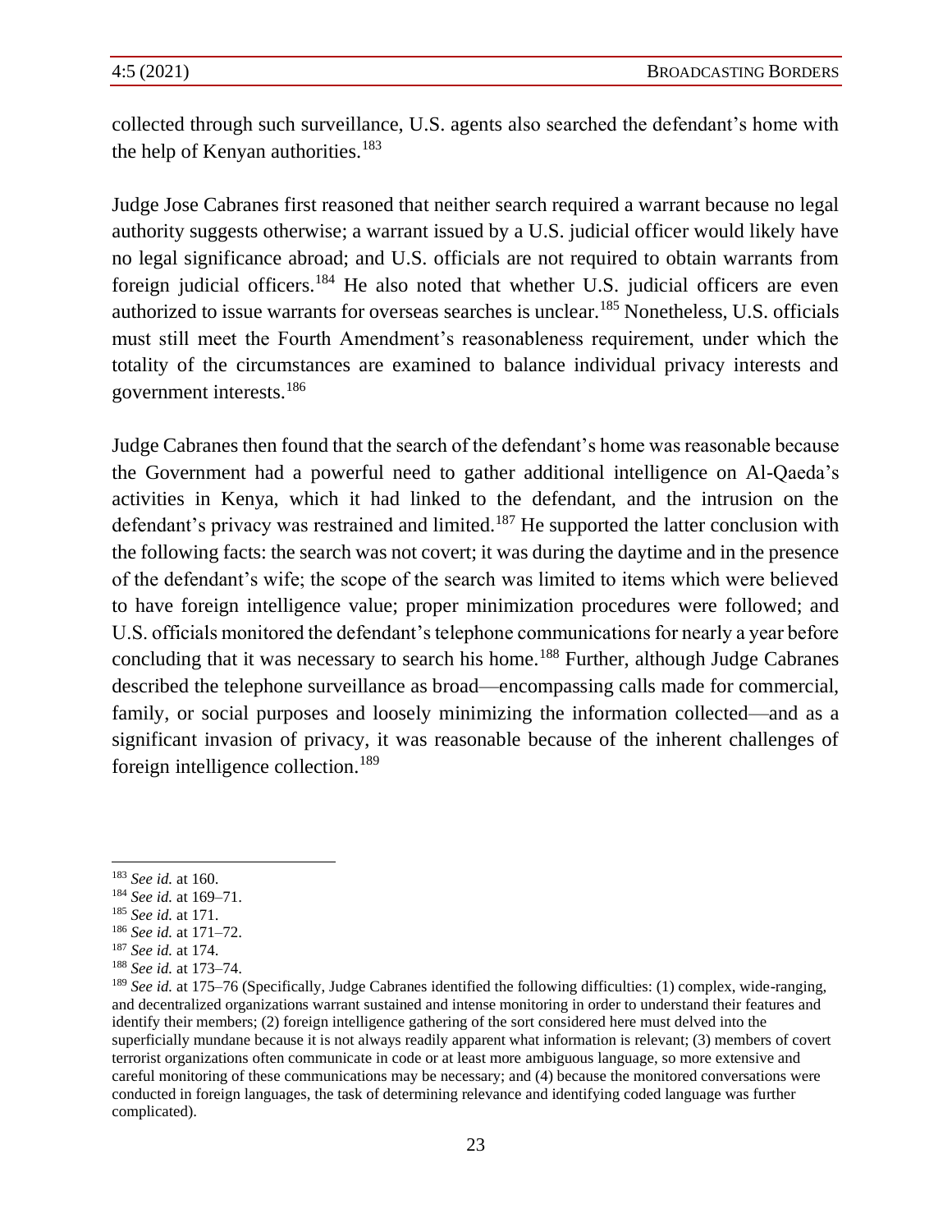collected through such surveillance, U.S. agents also searched the defendant's home with the help of Kenyan authorities.[183]

Judge Jose Cabranes first reasoned that neither search required a warrant because no legal authority suggests otherwise; a warrant issued by a U.S. judicial officer would likely have no legal significance abroad; and U.S. officials are not required to obtain warrants from foreign judicial officers.[184] He also noted that whether U.S. judicial officers are even authorized to issue warrants for overseas searches is unclear.[185] Nonetheless, U.S. officials must still meet the Fourth Amendment's reasonableness requirement, under which the totality of the circumstances are examined to balance individual privacy interests and government interests.[186]

Judge Cabranes then found that the search of the defendant's home was reasonable because the Government had a powerful need to gather additional intelligence on Al-Qaeda's activities in Kenya, which it had linked to the defendant, and the intrusion on the defendant's privacy was restrained and limited.[187] He supported the latter conclusion with the following facts: the search was not covert; it was during the daytime and in the presence of the defendant's wife; the scope of the search was limited to items which were believed to have foreign intelligence value; proper minimization procedures were followed; and U.S. officials monitored the defendant's telephone communications for nearly a year before concluding that it was necessary to search his home.[188] Further, although Judge Cabranes described the telephone surveillance as broad—encompassing calls made for commercial, family, or social purposes and loosely minimizing the information collected—and as a significant invasion of privacy, it was reasonable because of the inherent challenges of foreign intelligence collection.[189]

---

[183] *See id.* at 160.

[184] *See id.* at 169–71.

[185] *See id.* at 171.

[186] *See id.* at 171–72.

[187] *See id.* at 174.

[188] *See id.* at 173–74.

[189] *See id.* at 175–76 (Specifically, Judge Cabranes identified the following difficulties: (1) complex, wide-ranging, and decentralized organizations warrant sustained and intense monitoring in order to understand their features and identify their members; (2) foreign intelligence gathering of the sort considered here must delved into the superficially mundane because it is not always readily apparent what information is relevant; (3) members of covert terrorist organizations often communicate in code or at least more ambiguous language, so more extensive and careful monitoring of these communications may be necessary; and (4) because the monitored conversations were conducted in foreign languages, the task of determining relevance and identifying coded language was further complicated).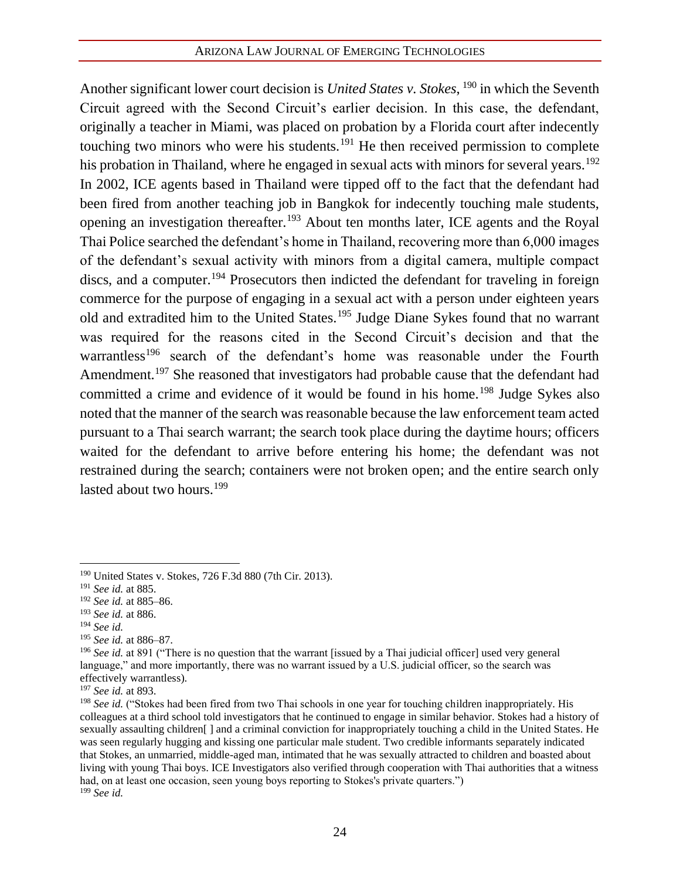Another significant lower court decision is *United States v. Stokes*, [190] in which the Seventh Circuit agreed with the Second Circuit's earlier decision. In this case, the defendant, originally a teacher in Miami, was placed on probation by a Florida court after indecently touching two minors who were his students.[191] He then received permission to complete his probation in Thailand, where he engaged in sexual acts with minors for several years.[192] In 2002, ICE agents based in Thailand were tipped off to the fact that the defendant had been fired from another teaching job in Bangkok for indecently touching male students, opening an investigation thereafter.[193] About ten months later, ICE agents and the Royal Thai Police searched the defendant's home in Thailand, recovering more than 6,000 images of the defendant's sexual activity with minors from a digital camera, multiple compact discs, and a computer.[194] Prosecutors then indicted the defendant for traveling in foreign commerce for the purpose of engaging in a sexual act with a person under eighteen years old and extradited him to the United States.[195] Judge Diane Sykes found that no warrant was required for the reasons cited in the Second Circuit's decision and that the warrantless[196] search of the defendant's home was reasonable under the Fourth Amendment.[197] She reasoned that investigators had probable cause that the defendant had committed a crime and evidence of it would be found in his home.[198] Judge Sykes also noted that the manner of the search was reasonable because the law enforcement team acted pursuant to a Thai search warrant; the search took place during the daytime hours; officers waited for the defendant to arrive before entering his home; the defendant was not restrained during the search; containers were not broken open; and the entire search only lasted about two hours.[199]

---

[190] United States v. Stokes, 726 F.3d 880 (7th Cir. 2013).

[191] *See id.* at 885.

[192] *See id.* at 885–86.

[193] *See id.* at 886.

[194] *See id.*

[195] *See id.* at 886–87.

[196] *See id.* at 891 ("There is no question that the warrant [issued by a Thai judicial officer] used very general language," and more importantly, there was no warrant issued by a U.S. judicial officer, so the search was effectively warrantless).

[197] *See id.* at 893.

[198] *See id.* ("Stokes had been fired from two Thai schools in one year for touching children inappropriately. His colleagues at a third school told investigators that he continued to engage in similar behavior. Stokes had a history of sexually assaulting children[ ] and a criminal conviction for inappropriately touching a child in the United States. He was seen regularly hugging and kissing one particular male student. Two credible informants separately indicated that Stokes, an unmarried, middle-aged man, intimated that he was sexually attracted to children and boasted about living with young Thai boys. ICE Investigators also verified through cooperation with Thai authorities that a witness had, on at least one occasion, seen young boys reporting to Stokes's private quarters.")

[199] *See id.*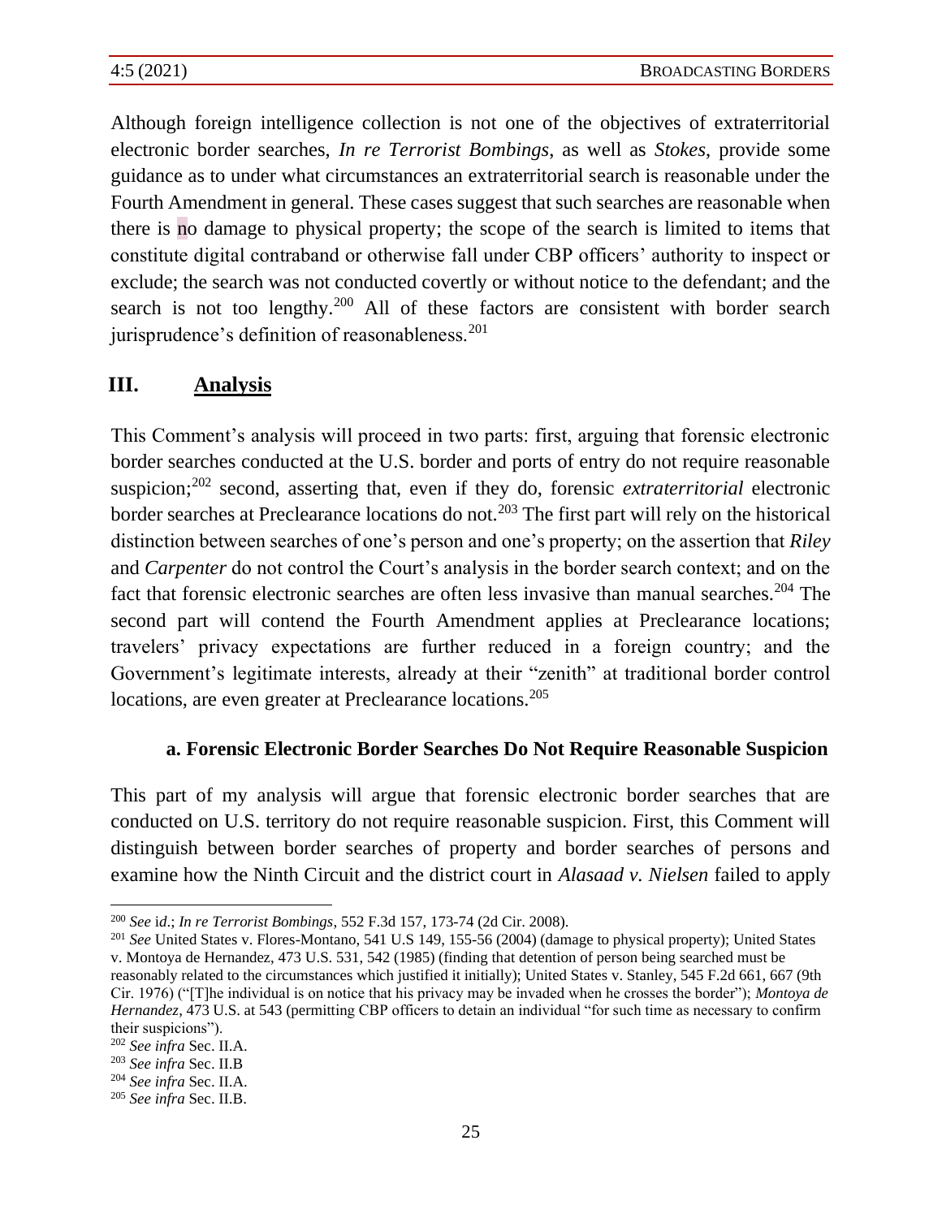Although foreign intelligence collection is not one of the objectives of extraterritorial electronic border searches, *In re Terrorist Bombings*, as well as *Stokes*, provide some guidance as to under what circumstances an extraterritorial search is reasonable under the Fourth Amendment in general. These cases suggest that such searches are reasonable when there is no damage to physical property; the scope of the search is limited to items that constitute digital contraband or otherwise fall under CBP officers' authority to inspect or exclude; the search was not conducted covertly or without notice to the defendant; and the search is not too lengthy.[200] All of these factors are consistent with border search jurisprudence's definition of reasonableness.[201]

## III. Analysis

This Comment's analysis will proceed in two parts: first, arguing that forensic electronic border searches conducted at the U.S. border and ports of entry do not require reasonable suspicion;[202] second, asserting that, even if they do, forensic *extraterritorial* electronic border searches at Preclearance locations do not.[203] The first part will rely on the historical distinction between searches of one's person and one's property; on the assertion that *Riley* and *Carpenter* do not control the Court's analysis in the border search context; and on the fact that forensic electronic searches are often less invasive than manual searches.[204] The second part will contend the Fourth Amendment applies at Preclearance locations; travelers' privacy expectations are further reduced in a foreign country; and the Government's legitimate interests, already at their "zenith" at traditional border control locations, are even greater at Preclearance locations.[205]

### a. Forensic Electronic Border Searches Do Not Require Reasonable Suspicion

This part of my analysis will argue that forensic electronic border searches that are conducted on U.S. territory do not require reasonable suspicion. First, this Comment will distinguish between border searches of property and border searches of persons and examine how the Ninth Circuit and the district court in *Alasaad v. Nielsen* failed to apply

---

[200] *See* id.; *In re Terrorist Bombings*, 552 F.3d 157, 173-74 (2d Cir. 2008).

[201] *See* United States v. Flores-Montano, 541 U.S 149, 155-56 (2004) (damage to physical property); United States v. Montoya de Hernandez, 473 U.S. 531, 542 (1985) (finding that detention of person being searched must be reasonably related to the circumstances which justified it initially); United States v. Stanley, 545 F.2d 661, 667 (9th Cir. 1976) ("[T]he individual is on notice that his privacy may be invaded when he crosses the border"); *Montoya de Hernandez*, 473 U.S. at 543 (permitting CBP officers to detain an individual "for such time as necessary to confirm their suspicions").

[202] *See infra* Sec. II.A.

[203] *See infra* Sec. II.B

[204] *See infra* Sec. II.A.

[205] *See infra* Sec. II.B.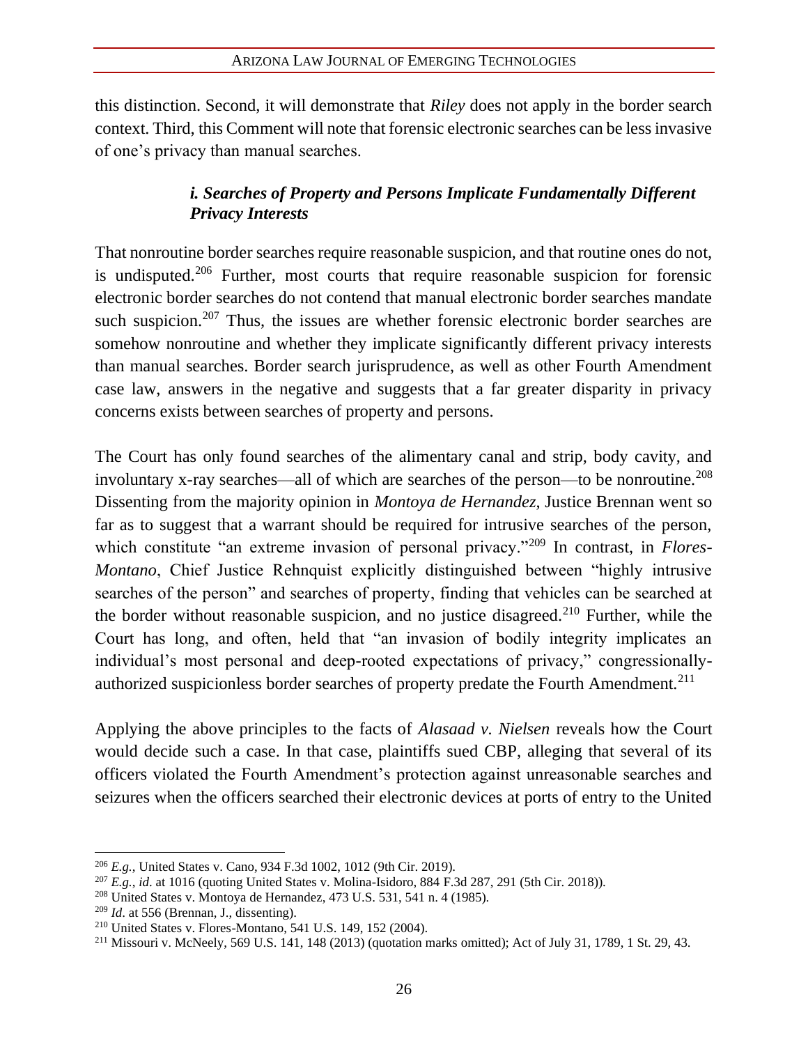this distinction. Second, it will demonstrate that *Riley* does not apply in the border search context. Third, this Comment will note that forensic electronic searches can be less invasive of one's privacy than manual searches.

#### *i. Searches of Property and Persons Implicate Fundamentally Different Privacy Interests*

That nonroutine border searches require reasonable suspicion, and that routine ones do not, is undisputed.[206] Further, most courts that require reasonable suspicion for forensic electronic border searches do not contend that manual electronic border searches mandate such suspicion.[207] Thus, the issues are whether forensic electronic border searches are somehow nonroutine and whether they implicate significantly different privacy interests than manual searches. Border search jurisprudence, as well as other Fourth Amendment case law, answers in the negative and suggests that a far greater disparity in privacy concerns exists between searches of property and persons.

The Court has only found searches of the alimentary canal and strip, body cavity, and involuntary x-ray searches—all of which are searches of the person—to be nonroutine.[208] Dissenting from the majority opinion in *Montoya de Hernandez*, Justice Brennan went so far as to suggest that a warrant should be required for intrusive searches of the person, which constitute "an extreme invasion of personal privacy."[209] In contrast, in *Flores-Montano*, Chief Justice Rehnquist explicitly distinguished between "highly intrusive searches of the person" and searches of property, finding that vehicles can be searched at the border without reasonable suspicion, and no justice disagreed.[210] Further, while the Court has long, and often, held that "an invasion of bodily integrity implicates an individual's most personal and deep-rooted expectations of privacy," congressionally-authorized suspicionless border searches of property predate the Fourth Amendment.[211]

Applying the above principles to the facts of *Alasaad v. Nielsen* reveals how the Court would decide such a case. In that case, plaintiffs sued CBP, alleging that several of its officers violated the Fourth Amendment's protection against unreasonable searches and seizures when the officers searched their electronic devices at ports of entry to the United

---

[206] *E.g.*, United States v. Cano, 934 F.3d 1002, 1012 (9th Cir. 2019).

[207] *E.g.*, *id*. at 1016 (quoting United States v. Molina-Isidoro, 884 F.3d 287, 291 (5th Cir. 2018)).

[208] United States v. Montoya de Hernandez, 473 U.S. 531, 541 n. 4 (1985).

[209] *Id*. at 556 (Brennan, J., dissenting).

[210] United States v. Flores-Montano, 541 U.S. 149, 152 (2004).

[211] Missouri v. McNeely, 569 U.S. 141, 148 (2013) (quotation marks omitted); Act of July 31, 1789, 1 St. 29, 43.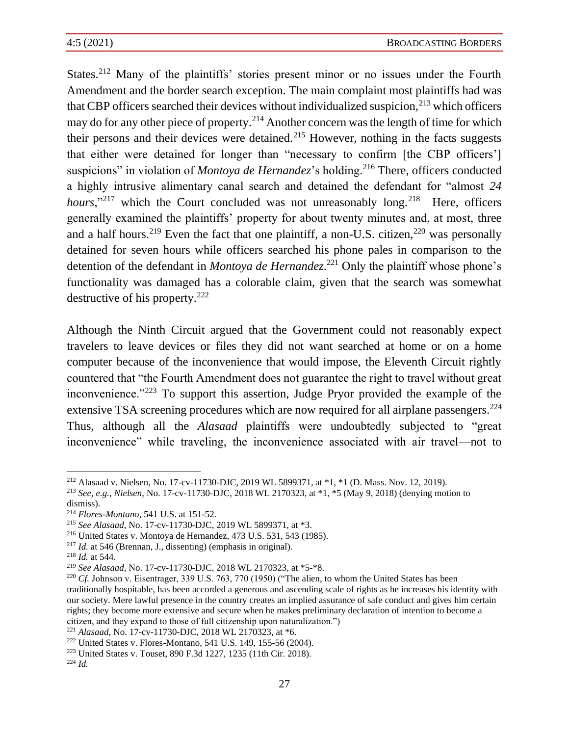States.[212] Many of the plaintiffs' stories present minor or no issues under the Fourth Amendment and the border search exception. The main complaint most plaintiffs had was that CBP officers searched their devices without individualized suspicion,[213] which officers may do for any other piece of property.[214] Another concern was the length of time for which their persons and their devices were detained.[215] However, nothing in the facts suggests that either were detained for longer than "necessary to confirm [the CBP officers'] suspicions" in violation of *Montoya de Hernandez*'s holding.[216] There, officers conducted a highly intrusive alimentary canal search and detained the defendant for "almost *24 hours*,"[217] which the Court concluded was not unreasonably long.[218] Here, officers generally examined the plaintiffs' property for about twenty minutes and, at most, three and a half hours.[219] Even the fact that one plaintiff, a non-U.S. citizen,[220] was personally detained for seven hours while officers searched his phone pales in comparison to the detention of the defendant in *Montoya de Hernandez*.[221] Only the plaintiff whose phone's functionality was damaged has a colorable claim, given that the search was somewhat destructive of his property.[222]

Although the Ninth Circuit argued that the Government could not reasonably expect travelers to leave devices or files they did not want searched at home or on a home computer because of the inconvenience that would impose, the Eleventh Circuit rightly countered that "the Fourth Amendment does not guarantee the right to travel without great inconvenience."[223] To support this assertion, Judge Pryor provided the example of the extensive TSA screening procedures which are now required for all airplane passengers.[224] Thus, although all the *Alasaad* plaintiffs were undoubtedly subjected to "great inconvenience" while traveling, the inconvenience associated with air travel—not to

---

[212] Alasaad v. Nielsen, No. 17-cv-11730-DJC, 2019 WL 5899371, at *1, *1 (D. Mass. Nov. 12, 2019).

[213] *See, e.g.*, *Nielsen*, No. 17-cv-11730-DJC, 2018 WL 2170323, at *1, *5 (May 9, 2018) (denying motion to dismiss).

[214] *Flores-Montano*, 541 U.S. at 151-52.

[215] *See Alasaad*, No. 17-cv-11730-DJC, 2019 WL 5899371, at *3.

[216] United States v. Montoya de Hernandez, 473 U.S. 531, 543 (1985).

[217] *Id.* at 546 (Brennan, J., dissenting) (emphasis in original).

[218] *Id.* at 544.

[219] *See Alasaad*, No. 17-cv-11730-DJC, 2018 WL 2170323, at *5-*8.

[220] *Cf.* Johnson v. Eisentrager, 339 U.S. 763, 770 (1950) ("The alien, to whom the United States has been traditionally hospitable, has been accorded a generous and ascending scale of rights as he increases his identity with our society. Mere lawful presence in the country creates an implied assurance of safe conduct and gives him certain rights; they become more extensive and secure when he makes preliminary declaration of intention to become a citizen, and they expand to those of full citizenship upon naturalization.")

[221] *Alasaad*, No. 17-cv-11730-DJC, 2018 WL 2170323, at *6.

[222] United States v. Flores-Montano, 541 U.S. 149, 155-56 (2004).

[223] United States v. Touset, 890 F.3d 1227, 1235 (11th Cir. 2018).

[224] *Id.*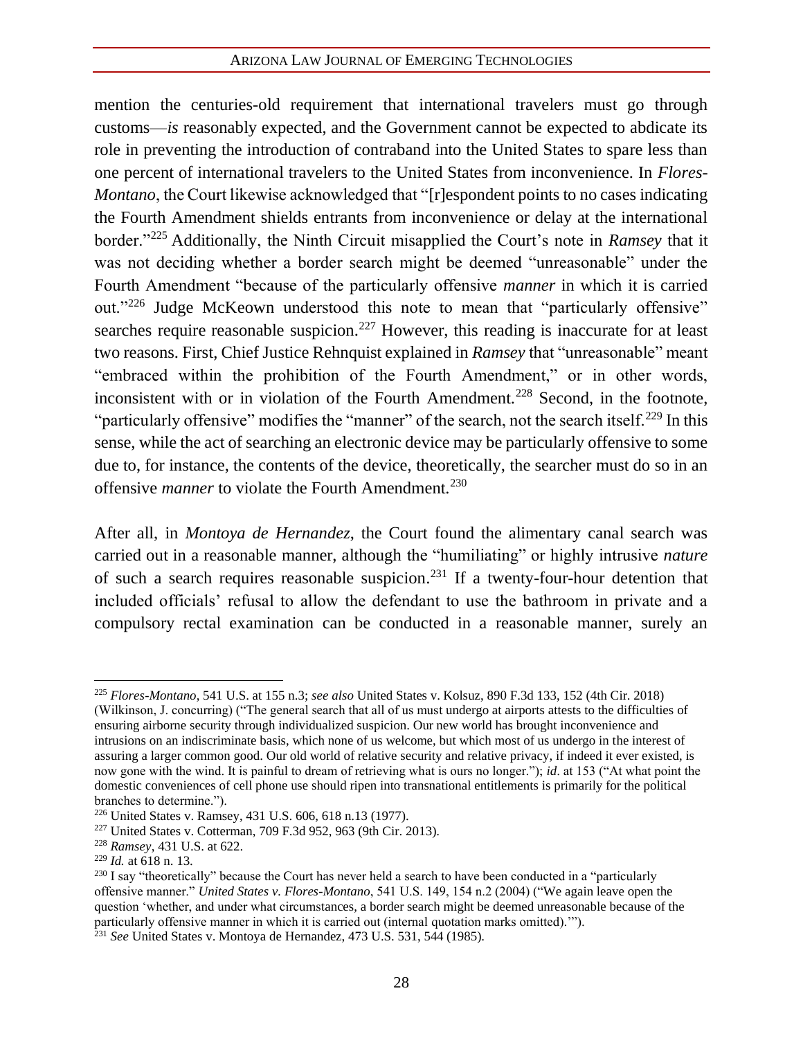mention the centuries-old requirement that international travelers must go through customs—*is* reasonably expected, and the Government cannot be expected to abdicate its role in preventing the introduction of contraband into the United States to spare less than one percent of international travelers to the United States from inconvenience. In *Flores-Montano*, the Court likewise acknowledged that "[r]espondent points to no cases indicating the Fourth Amendment shields entrants from inconvenience or delay at the international border."[225] Additionally, the Ninth Circuit misapplied the Court's note in *Ramsey* that it was not deciding whether a border search might be deemed "unreasonable" under the Fourth Amendment "because of the particularly offensive *manner* in which it is carried out."[226] Judge McKeown understood this note to mean that "particularly offensive" searches require reasonable suspicion.[227] However, this reading is inaccurate for at least two reasons. First, Chief Justice Rehnquist explained in *Ramsey* that "unreasonable" meant "embraced within the prohibition of the Fourth Amendment," or in other words, inconsistent with or in violation of the Fourth Amendment.[228] Second, in the footnote, "particularly offensive" modifies the "manner" of the search, not the search itself.[229] In this sense, while the act of searching an electronic device may be particularly offensive to some due to, for instance, the contents of the device, theoretically, the searcher must do so in an offensive *manner* to violate the Fourth Amendment.[230]

After all, in *Montoya de Hernandez*, the Court found the alimentary canal search was carried out in a reasonable manner, although the "humiliating" or highly intrusive *nature* of such a search requires reasonable suspicion.[231] If a twenty-four-hour detention that included officials' refusal to allow the defendant to use the bathroom in private and a compulsory rectal examination can be conducted in a reasonable manner, surely an

---

[225] *Flores-Montano*, 541 U.S. at 155 n.3; *see also* United States v. Kolsuz, 890 F.3d 133, 152 (4th Cir. 2018) (Wilkinson, J. concurring) ("The general search that all of us must undergo at airports attests to the difficulties of ensuring airborne security through individualized suspicion. Our new world has brought inconvenience and intrusions on an indiscriminate basis, which none of us welcome, but which most of us undergo in the interest of assuring a larger common good. Our old world of relative security and relative privacy, if indeed it ever existed, is now gone with the wind. It is painful to dream of retrieving what is ours no longer."); *id*. at 153 ("At what point the domestic conveniences of cell phone use should ripen into transnational entitlements is primarily for the political branches to determine.").

[226] United States v. Ramsey, 431 U.S. 606, 618 n.13 (1977).

[227] United States v. Cotterman, 709 F.3d 952, 963 (9th Cir. 2013).

[228] *Ramsey*, 431 U.S. at 622.

[229] *Id.* at 618 n. 13.

[230] I say "theoretically" because the Court has never held a search to have been conducted in a "particularly offensive manner." *United States v. Flores-Montano*, 541 U.S. 149, 154 n.2 (2004) ("We again leave open the question 'whether, and under what circumstances, a border search might be deemed unreasonable because of the particularly offensive manner in which it is carried out (internal quotation marks omitted).'").

[231] *See* United States v. Montoya de Hernandez, 473 U.S. 531, 544 (1985).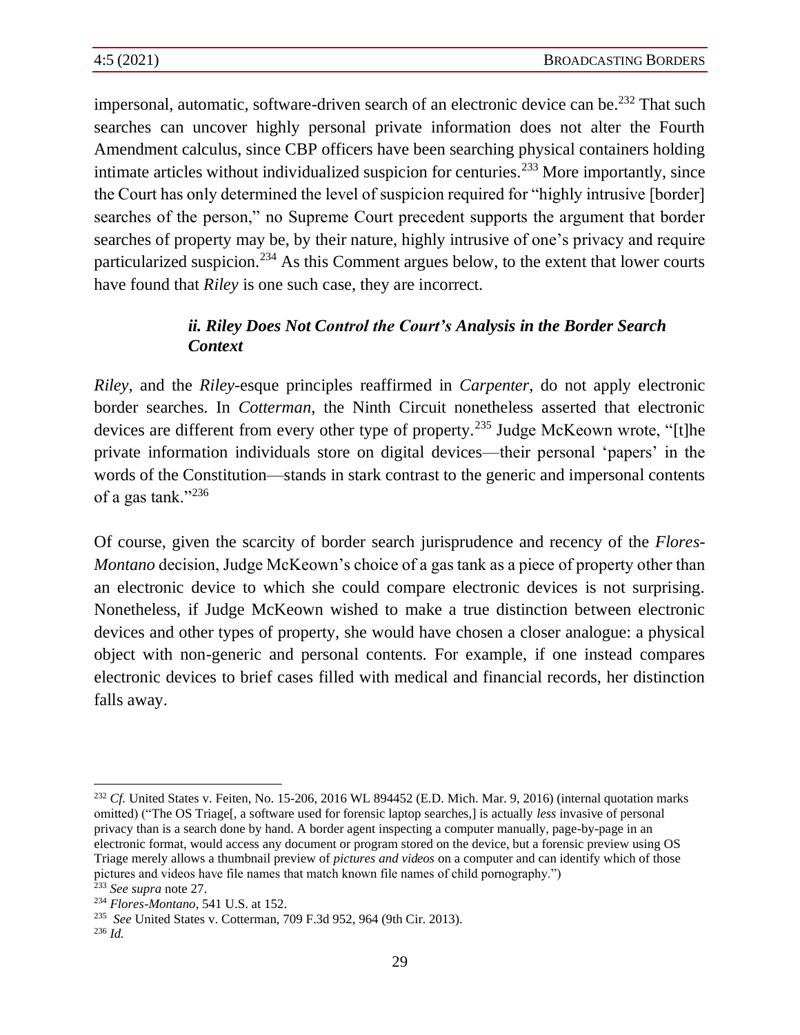impersonal, automatic, software-driven search of an electronic device can be.[232] That such searches can uncover highly personal private information does not alter the Fourth Amendment calculus, since CBP officers have been searching physical containers holding intimate articles without individualized suspicion for centuries.[233] More importantly, since the Court has only determined the level of suspicion required for "highly intrusive [border] searches of the person," no Supreme Court precedent supports the argument that border searches of property may be, by their nature, highly intrusive of one's privacy and require particularized suspicion.[234] As this Comment argues below, to the extent that lower courts have found that *Riley* is one such case, they are incorrect.

### *ii. Riley Does Not Control the Court's Analysis in the Border Search Context*

*Riley*, and the *Riley*-esque principles reaffirmed in *Carpenter*, do not apply electronic border searches. In *Cotterman*, the Ninth Circuit nonetheless asserted that electronic devices are different from every other type of property.[235] Judge McKeown wrote, "[t]he private information individuals store on digital devices—their personal 'papers' in the words of the Constitution—stands in stark contrast to the generic and impersonal contents of a gas tank."[236]

Of course, given the scarcity of border search jurisprudence and recency of the *Flores-Montano* decision, Judge McKeown's choice of a gas tank as a piece of property other than an electronic device to which she could compare electronic devices is not surprising. Nonetheless, if Judge McKeown wished to make a true distinction between electronic devices and other types of property, she would have chosen a closer analogue: a physical object with non-generic and personal contents. For example, if one instead compares electronic devices to brief cases filled with medical and financial records, her distinction falls away.

---

[232] *Cf.* United States v. Feiten, No. 15-206, 2016 WL 894452 (E.D. Mich. Mar. 9, 2016) (internal quotation marks omitted) ("The OS Triage[, a software used for forensic laptop searches,] is actually *less* invasive of personal privacy than is a search done by hand. A border agent inspecting a computer manually, page-by-page in an electronic format, would access any document or program stored on the device, but a forensic preview using OS Triage merely allows a thumbnail preview of *pictures and videos* on a computer and can identify which of those pictures and videos have file names that match known file names of child pornography.")

[233] *See supra* note 27.

[234] *Flores-Montano*, 541 U.S. at 152.

[235] *See* United States v. Cotterman, 709 F.3d 952, 964 (9th Cir. 2013).

[236] *Id.*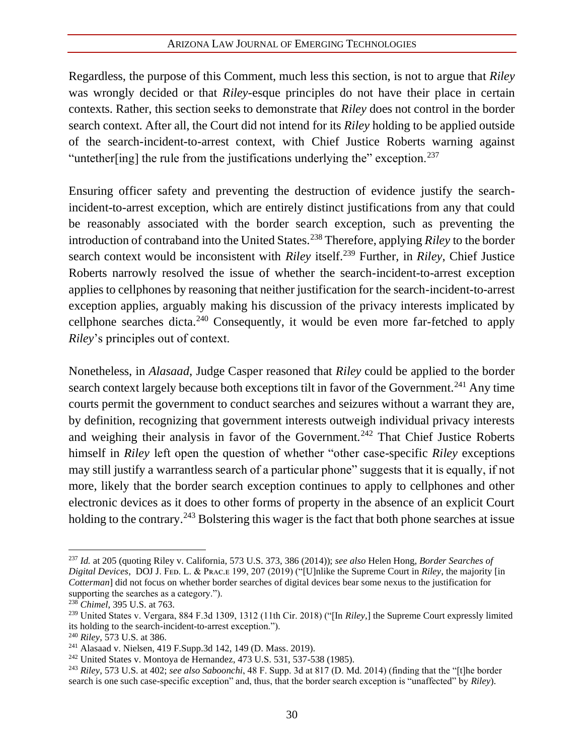Regardless, the purpose of this Comment, much less this section, is not to argue that *Riley* was wrongly decided or that *Riley*-esque principles do not have their place in certain contexts. Rather, this section seeks to demonstrate that *Riley* does not control in the border search context. After all, the Court did not intend for its *Riley* holding to be applied outside of the search-incident-to-arrest context, with Chief Justice Roberts warning against "untether[ing] the rule from the justifications underlying the" exception.[237]

Ensuring officer safety and preventing the destruction of evidence justify the search-incident-to-arrest exception, which are entirely distinct justifications from any that could be reasonably associated with the border search exception, such as preventing the introduction of contraband into the United States.[238] Therefore, applying *Riley* to the border search context would be inconsistent with *Riley* itself.[239] Further, in *Riley*, Chief Justice Roberts narrowly resolved the issue of whether the search-incident-to-arrest exception applies to cellphones by reasoning that neither justification for the search-incident-to-arrest exception applies, arguably making his discussion of the privacy interests implicated by cellphone searches dicta.[240] Consequently, it would be even more far-fetched to apply *Riley*'s principles out of context.

Nonetheless, in *Alasaad*, Judge Casper reasoned that *Riley* could be applied to the border search context largely because both exceptions tilt in favor of the Government.[241] Any time courts permit the government to conduct searches and seizures without a warrant they are, by definition, recognizing that government interests outweigh individual privacy interests and weighing their analysis in favor of the Government.[242] That Chief Justice Roberts himself in *Riley* left open the question of whether "other case-specific *Riley* exceptions may still justify a warrantless search of a particular phone" suggests that it is equally, if not more, likely that the border search exception continues to apply to cellphones and other electronic devices as it does to other forms of property in the absence of an explicit Court holding to the contrary.[243] Bolstering this wager is the fact that both phone searches at issue

---

[237] *Id.* at 205 (quoting Riley v. California, 573 U.S. 373, 386 (2014)); *see also* Helen Hong, *Border Searches of Digital Devices*, DOJ J. FED. L. & PRAC.E 199, 207 (2019) ("[U]nlike the Supreme Court in *Riley*, the majority [in *Cotterman*] did not focus on whether border searches of digital devices bear some nexus to the justification for supporting the searches as a category.").

[238] *Chimel*, 395 U.S. at 763.

[239] United States v. Vergara, 884 F.3d 1309, 1312 (11th Cir. 2018) ("[In *Riley*,] the Supreme Court expressly limited its holding to the search-incident-to-arrest exception.").

[240] *Riley*, 573 U.S. at 386.

[241] Alasaad v. Nielsen, 419 F.Supp.3d 142, 149 (D. Mass. 2019).

[242] United States v. Montoya de Hernandez, 473 U.S. 531, 537-538 (1985).

[243] *Riley*, 573 U.S. at 402; *see also Saboonchi*, 48 F. Supp. 3d at 817 (D. Md. 2014) (finding that the "[t]he border search is one such case-specific exception" and, thus, that the border search exception is "unaffected" by *Riley*).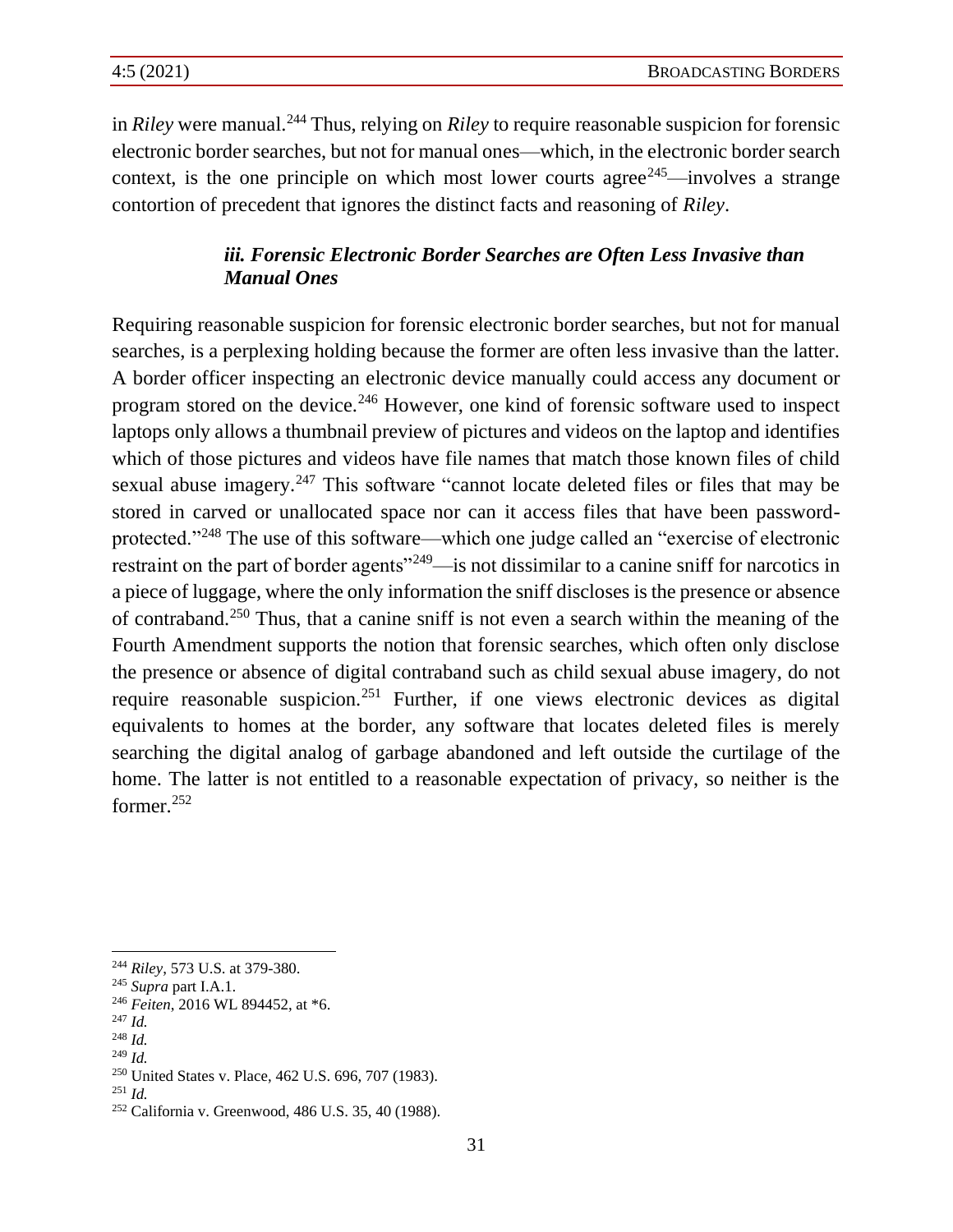in *Riley* were manual.[244] Thus, relying on *Riley* to require reasonable suspicion for forensic electronic border searches, but not for manual ones—which, in the electronic border search context, is the one principle on which most lower courts agree[245]—involves a strange contortion of precedent that ignores the distinct facts and reasoning of *Riley*.

#### *iii. Forensic Electronic Border Searches are Often Less Invasive than Manual Ones*

Requiring reasonable suspicion for forensic electronic border searches, but not for manual searches, is a perplexing holding because the former are often less invasive than the latter. A border officer inspecting an electronic device manually could access any document or program stored on the device.[246] However, one kind of forensic software used to inspect laptops only allows a thumbnail preview of pictures and videos on the laptop and identifies which of those pictures and videos have file names that match those known files of child sexual abuse imagery.[247] This software "cannot locate deleted files or files that may be stored in carved or unallocated space nor can it access files that have been password-protected."[248] The use of this software—which one judge called an "exercise of electronic restraint on the part of border agents"[249]—is not dissimilar to a canine sniff for narcotics in a piece of luggage, where the only information the sniff discloses is the presence or absence of contraband.[250] Thus, that a canine sniff is not even a search within the meaning of the Fourth Amendment supports the notion that forensic searches, which often only disclose the presence or absence of digital contraband such as child sexual abuse imagery, do not require reasonable suspicion.[251] Further, if one views electronic devices as digital equivalents to homes at the border, any software that locates deleted files is merely searching the digital analog of garbage abandoned and left outside the curtilage of the home. The latter is not entitled to a reasonable expectation of privacy, so neither is the former.[252]

---

[244] *Riley*, 573 U.S. at 379-380.

[245] *Supra* part I.A.1.

[246] *Feiten*, 2016 WL 894452, at *6.

[247] *Id.*

[248] *Id.*

[249] *Id.*

[250] United States v. Place, 462 U.S. 696, 707 (1983).

[251] *Id.*

[252] California v. Greenwood, 486 U.S. 35, 40 (1988).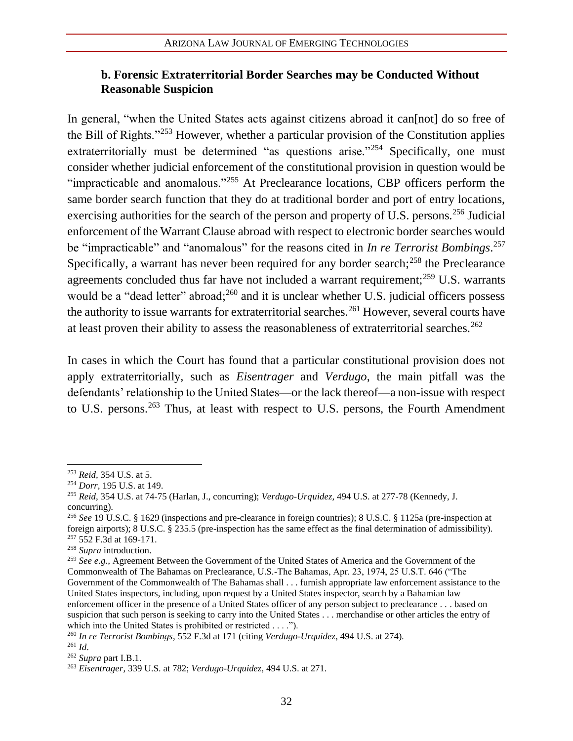### b. Forensic Extraterritorial Border Searches may be Conducted Without Reasonable Suspicion

In general, "when the United States acts against citizens abroad it can[not] do so free of the Bill of Rights."[253] However, whether a particular provision of the Constitution applies extraterritorially must be determined "as questions arise."[254] Specifically, one must consider whether judicial enforcement of the constitutional provision in question would be "impracticable and anomalous."[255] At Preclearance locations, CBP officers perform the same border search function that they do at traditional border and port of entry locations, exercising authorities for the search of the person and property of U.S. persons.[256] Judicial enforcement of the Warrant Clause abroad with respect to electronic border searches would be "impracticable" and "anomalous" for the reasons cited in *In re Terrorist Bombings*.[257] Specifically, a warrant has never been required for any border search;[258] the Preclearance agreements concluded thus far have not included a warrant requirement;[259] U.S. warrants would be a "dead letter" abroad;[260] and it is unclear whether U.S. judicial officers possess the authority to issue warrants for extraterritorial searches.[261] However, several courts have at least proven their ability to assess the reasonableness of extraterritorial searches.[262]

In cases in which the Court has found that a particular constitutional provision does not apply extraterritorially, such as *Eisentrager* and *Verdugo*, the main pitfall was the defendants' relationship to the United States—or the lack thereof—a non-issue with respect to U.S. persons.[263] Thus, at least with respect to U.S. persons, the Fourth Amendment

---

[253] *Reid*, 354 U.S. at 5.

[254] *Dorr*, 195 U.S. at 149.

[255] *Reid*, 354 U.S. at 74-75 (Harlan, J., concurring); *Verdugo-Urquidez*, 494 U.S. at 277-78 (Kennedy, J. concurring).

[256] *See* 19 U.S.C. § 1629 (inspections and pre-clearance in foreign countries); 8 U.S.C. § 1125a (pre-inspection at foreign airports); 8 U.S.C. § 235.5 (pre-inspection has the same effect as the final determination of admissibility).

[257] 552 F.3d at 169-171.

[258] *Supra* introduction.

[259] *See e.g.*, Agreement Between the Government of the United States of America and the Government of the Commonwealth of The Bahamas on Preclearance, U.S.-The Bahamas, Apr. 23, 1974, 25 U.S.T. 646 ("The Government of the Commonwealth of The Bahamas shall . . . furnish appropriate law enforcement assistance to the United States inspectors, including, upon request by a United States inspector, search by a Bahamian law enforcement officer in the presence of a United States officer of any person subject to preclearance . . . based on suspicion that such person is seeking to carry into the United States . . . merchandise or other articles the entry of which into the United States is prohibited or restricted . . . .").

[260] *In re Terrorist Bombings*, 552 F.3d at 171 (citing *Verdugo-Urquidez*, 494 U.S. at 274).

[261] *Id*.

[262] *Supra* part I.B.1.

[263] *Eisentrager*, 339 U.S. at 782; *Verdugo-Urquidez*, 494 U.S. at 271.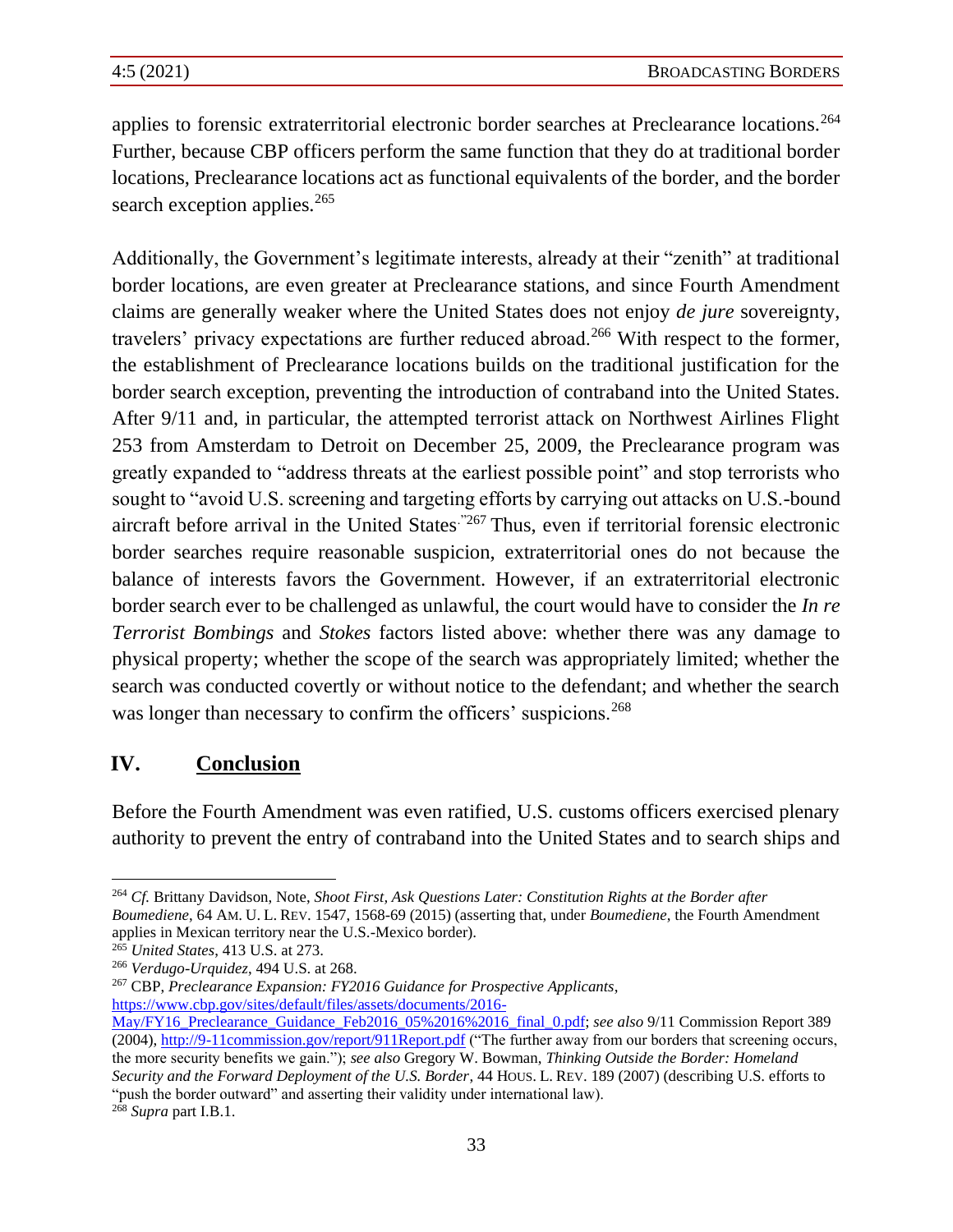applies to forensic extraterritorial electronic border searches at Preclearance locations.[264] Further, because CBP officers perform the same function that they do at traditional border locations, Preclearance locations act as functional equivalents of the border, and the border search exception applies.[265]

Additionally, the Government's legitimate interests, already at their "zenith" at traditional border locations, are even greater at Preclearance stations, and since Fourth Amendment claims are generally weaker where the United States does not enjoy *de jure* sovereignty, travelers' privacy expectations are further reduced abroad.[266] With respect to the former, the establishment of Preclearance locations builds on the traditional justification for the border search exception, preventing the introduction of contraband into the United States. After 9/11 and, in particular, the attempted terrorist attack on Northwest Airlines Flight 253 from Amsterdam to Detroit on December 25, 2009, the Preclearance program was greatly expanded to "address threats at the earliest possible point" and stop terrorists who sought to "avoid U.S. screening and targeting efforts by carrying out attacks on U.S.-bound aircraft before arrival in the United States."[267] Thus, even if territorial forensic electronic border searches require reasonable suspicion, extraterritorial ones do not because the balance of interests favors the Government. However, if an extraterritorial electronic border search ever to be challenged as unlawful, the court would have to consider the *In re Terrorist Bombings* and *Stokes* factors listed above: whether there was any damage to physical property; whether the scope of the search was appropriately limited; whether the search was conducted covertly or without notice to the defendant; and whether the search was longer than necessary to confirm the officers' suspicions.[268]

## IV. Conclusion

Before the Fourth Amendment was even ratified, U.S. customs officers exercised plenary authority to prevent the entry of contraband into the United States and to search ships and

---

[264] *Cf.* Brittany Davidson, Note, *Shoot First, Ask Questions Later: Constitution Rights at the Border after Boumediene*, 64 AM. U. L. REV. 1547, 1568-69 (2015) (asserting that, under *Boumediene*, the Fourth Amendment applies in Mexican territory near the U.S.-Mexico border).

[265] *United States*, 413 U.S. at 273.

[266] *Verdugo-Urquidez*, 494 U.S. at 268.

[267] CBP, *Preclearance Expansion: FY2016 Guidance for Prospective Applicants*, https://www.cbp.gov/sites/default/files/assets/documents/2016-May/FY16_Preclearance_Guidance_Feb2016_05%2016%2016_final_0.pdf; *see also* 9/11 Commission Report 389 (2004), http://9-11commission.gov/report/911Report.pdf ("The further away from our borders that screening occurs, the more security benefits we gain."); *see also* Gregory W. Bowman, *Thinking Outside the Border: Homeland Security and the Forward Deployment of the U.S. Border*, 44 HOUS. L. REV. 189 (2007) (describing U.S. efforts to "push the border outward" and asserting their validity under international law).

[268] *Supra* part I.B.1.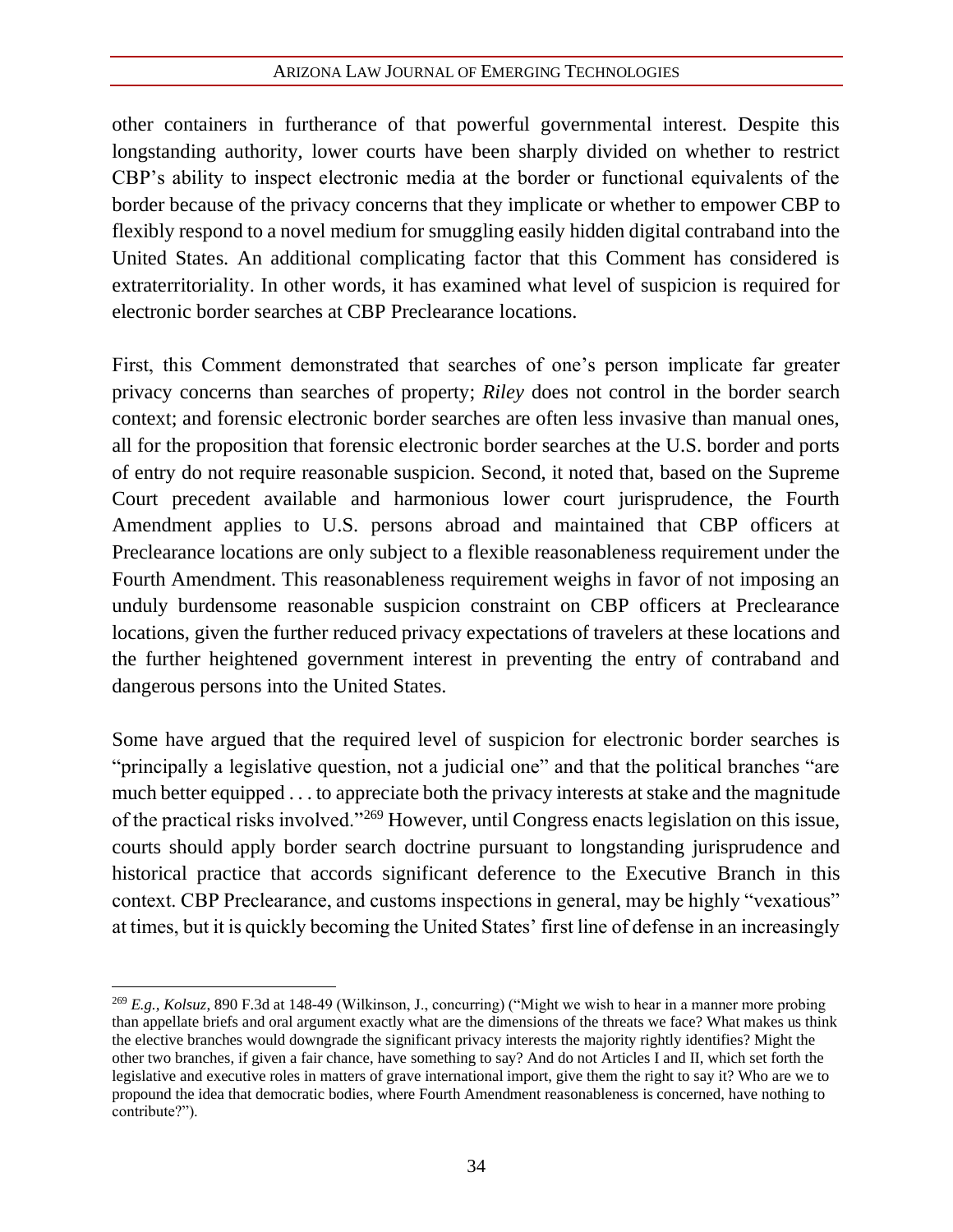other containers in furtherance of that powerful governmental interest. Despite this longstanding authority, lower courts have been sharply divided on whether to restrict CBP's ability to inspect electronic media at the border or functional equivalents of the border because of the privacy concerns that they implicate or whether to empower CBP to flexibly respond to a novel medium for smuggling easily hidden digital contraband into the United States. An additional complicating factor that this Comment has considered is extraterritoriality. In other words, it has examined what level of suspicion is required for electronic border searches at CBP Preclearance locations.

First, this Comment demonstrated that searches of one's person implicate far greater privacy concerns than searches of property; *Riley* does not control in the border search context; and forensic electronic border searches are often less invasive than manual ones, all for the proposition that forensic electronic border searches at the U.S. border and ports of entry do not require reasonable suspicion. Second, it noted that, based on the Supreme Court precedent available and harmonious lower court jurisprudence, the Fourth Amendment applies to U.S. persons abroad and maintained that CBP officers at Preclearance locations are only subject to a flexible reasonableness requirement under the Fourth Amendment. This reasonableness requirement weighs in favor of not imposing an unduly burdensome reasonable suspicion constraint on CBP officers at Preclearance locations, given the further reduced privacy expectations of travelers at these locations and the further heightened government interest in preventing the entry of contraband and dangerous persons into the United States.

Some have argued that the required level of suspicion for electronic border searches is "principally a legislative question, not a judicial one" and that the political branches "are much better equipped . . . to appreciate both the privacy interests at stake and the magnitude of the practical risks involved."[269] However, until Congress enacts legislation on this issue, courts should apply border search doctrine pursuant to longstanding jurisprudence and historical practice that accords significant deference to the Executive Branch in this context. CBP Preclearance, and customs inspections in general, may be highly "vexatious" at times, but it is quickly becoming the United States' first line of defense in an increasingly

---

[269] *E.g.*, *Kolsuz*, 890 F.3d at 148-49 (Wilkinson, J., concurring) ("Might we wish to hear in a manner more probing than appellate briefs and oral argument exactly what are the dimensions of the threats we face? What makes us think the elective branches would downgrade the significant privacy interests the majority rightly identifies? Might the other two branches, if given a fair chance, have something to say? And do not Articles I and II, which set forth the legislative and executive roles in matters of grave international import, give them the right to say it? Who are we to propound the idea that democratic bodies, where Fourth Amendment reasonableness is concerned, have nothing to contribute?").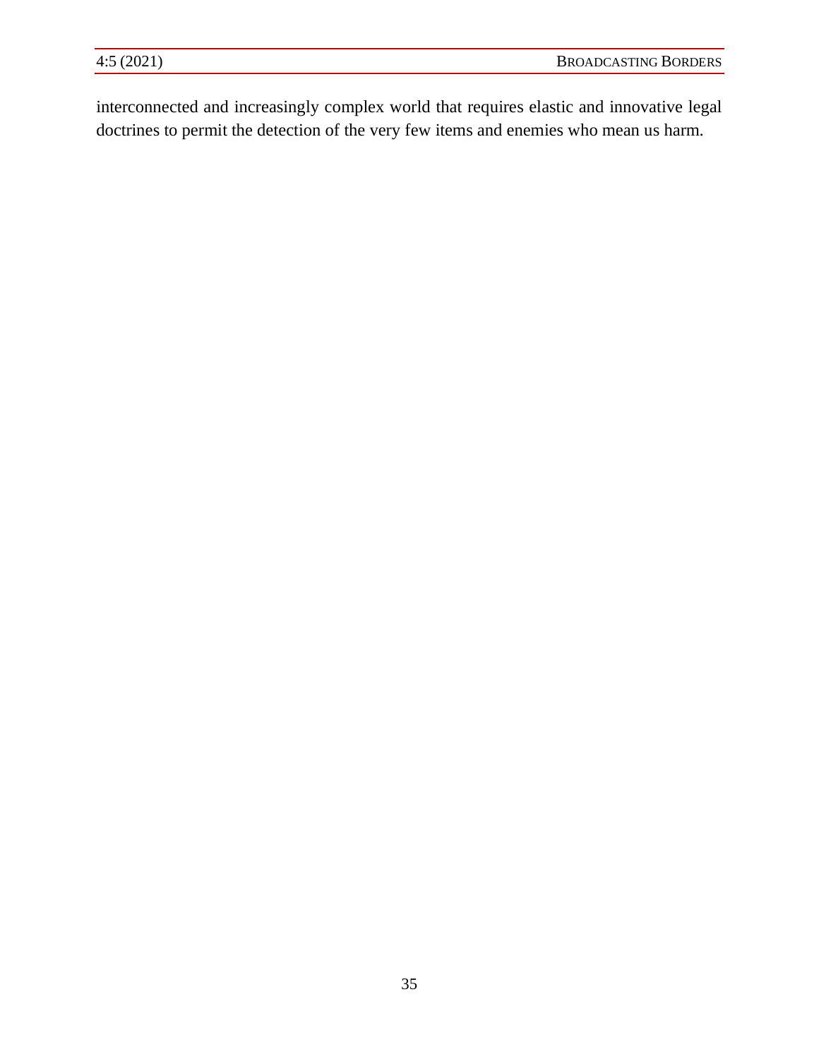interconnected and increasingly complex world that requires elastic and innovative legal doctrines to permit the detection of the very few items and enemies who mean us harm.